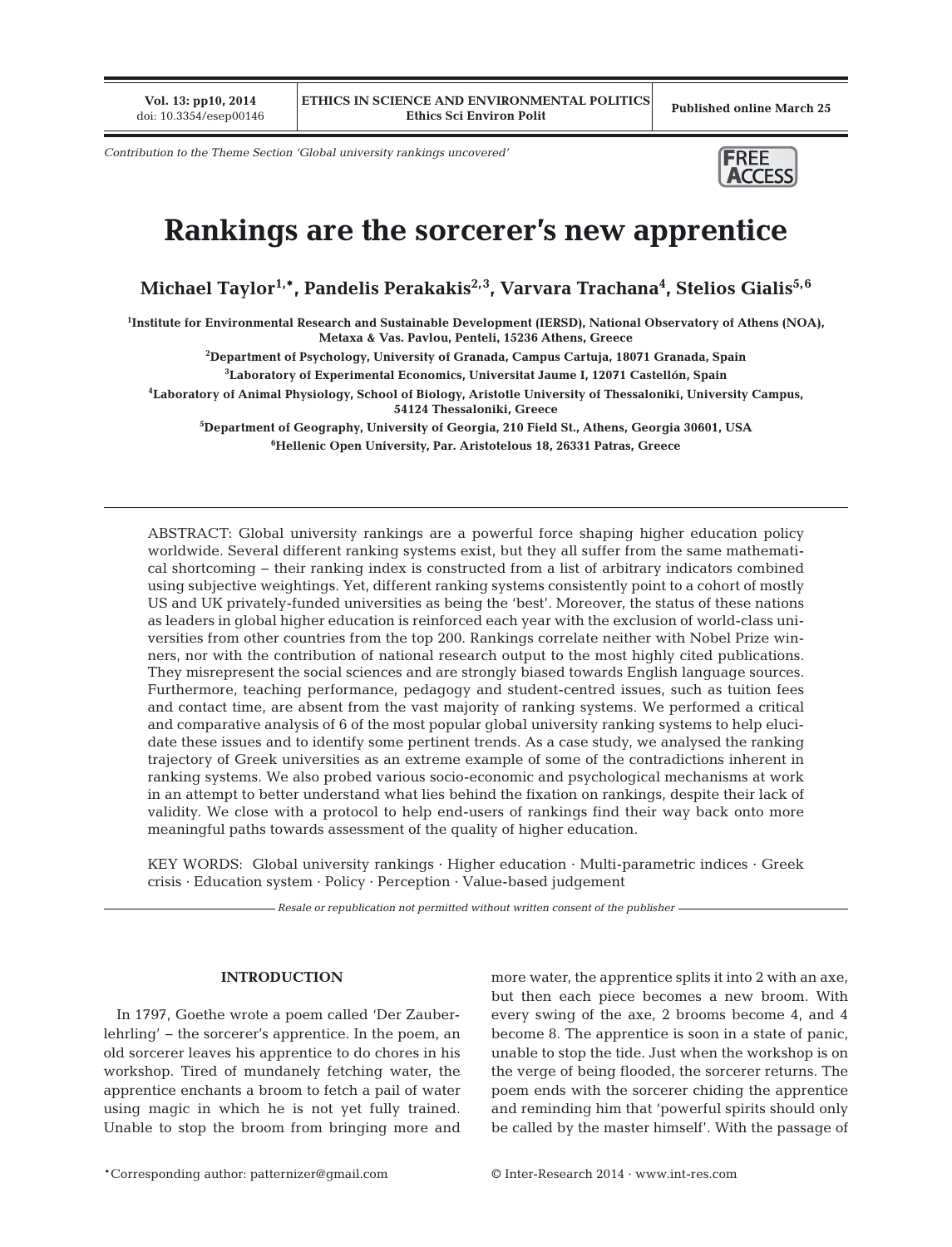*Contribution to the Theme Section 'Global university rankings uncovered'*

# Rankings are the sorcerer's new apprentice

**Michael Taylor[1,*], Pandelis Perakakis[2,3], Varvara Trachana[4], Stelios Gialis[5,6]**

[1]Institute for Environmental Research and Sustainable Development (IERSD), National Observatory of Athens (NOA), Metaxa & Vas. Pavlou, Penteli, 15236 Athens, Greece

[2]Department of Psychology, University of Granada, Campus Cartuja, 18071 Granada, Spain

[3]Laboratory of Experimental Economics, Universitat Jaume I, 12071 Castellón, Spain

[4]Laboratory of Animal Physiology, School of Biology, Aristotle University of Thessaloniki, University Campus, 54124 Thessaloniki, Greece

[5]Department of Geography, University of Georgia, 210 Field St., Athens, Georgia 30601, USA

[6]Hellenic Open University, Par. Aristotelous 18, 26331 Patras, Greece

ABSTRACT: Global university rankings are a powerful force shaping higher education policy worldwide. Several different ranking systems exist, but they all suffer from the same mathematical shortcoming – their ranking index is constructed from a list of arbitrary indicators combined using subjective weightings. Yet, different ranking systems consistently point to a cohort of mostly US and UK privately-funded universities as being the 'best'. Moreover, the status of these nations as leaders in global higher education is reinforced each year with the exclusion of world-class universities from other countries from the top 200. Rankings correlate neither with Nobel Prize winners, nor with the contribution of national research output to the most highly cited publications. They misrepresent the social sciences and are strongly biased towards English language sources. Furthermore, teaching performance, pedagogy and student-centred issues, such as tuition fees and contact time, are absent from the vast majority of ranking systems. We performed a critical and comparative analysis of 6 of the most popular global university ranking systems to help elucidate these issues and to identify some pertinent trends. As a case study, we analysed the ranking trajectory of Greek universities as an extreme example of some of the contradictions inherent in ranking systems. We also probed various socio-economic and psychological mechanisms at work in an attempt to better understand what lies behind the fixation on rankings, despite their lack of validity. We close with a protocol to help end-users of rankings find their way back onto more meaningful paths towards assessment of the quality of higher education.

KEY WORDS: Global university rankings · Higher education · Multi-parametric indices · Greek crisis · Education system · Policy · Perception · Value-based judgement

*Resale or republication not permitted without written consent of the publisher*

## INTRODUCTION

In 1797, Goethe wrote a poem called 'Der Zauberlehrling' – the sorcerer's apprentice. In the poem, an old sorcerer leaves his apprentice to do chores in his workshop. Tired of mundanely fetching water, the apprentice enchants a broom to fetch a pail of water using magic in which he is not yet fully trained. Unable to stop the broom from bringing more and more water, the apprentice splits it into 2 with an axe, but then each piece becomes a new broom. With every swing of the axe, 2 brooms become 4, and 4 become 8. The apprentice is soon in a state of panic, unable to stop the tide. Just when the workshop is on the verge of being flooded, the sorcerer returns. The poem ends with the sorcerer chiding the apprentice and reminding him that 'powerful spirits should only be called by the master himself'. With the passage of

*Corresponding author: patternizer@gmail.com

© Inter-Research 2014 · www.int-res.com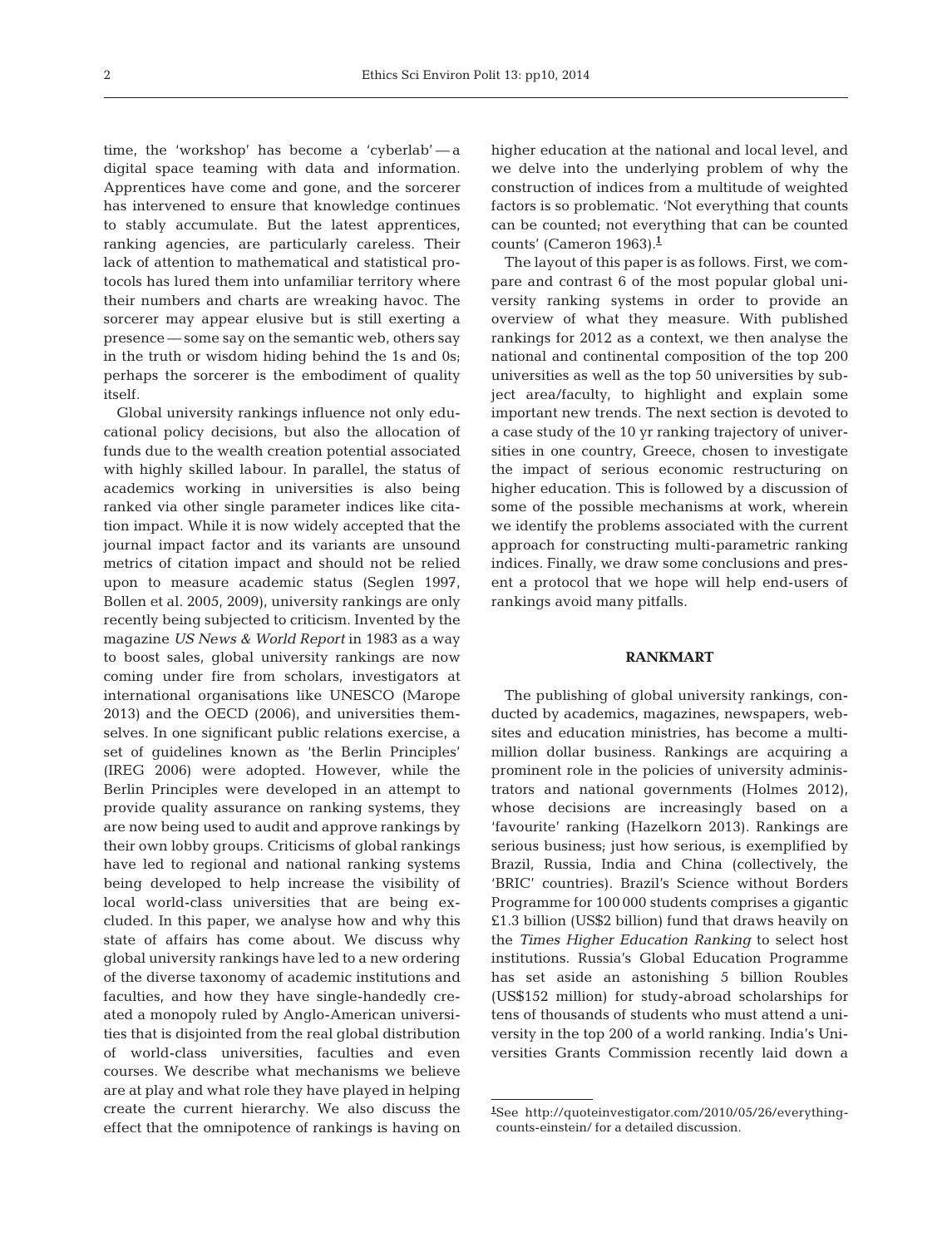time, the 'workshop' has become a 'cyberlab' — a digital space teaming with data and information. Apprentices have come and gone, and the sorcerer has intervened to ensure that knowledge continues to stably accumulate. But the latest apprentices, ranking agencies, are particularly careless. Their lack of attention to mathematical and statistical protocols has lured them into unfamiliar territory where their numbers and charts are wreaking havoc. The sorcerer may appear elusive but is still exerting a presence — some say on the semantic web, others say in the truth or wisdom hiding behind the 1s and 0s; perhaps the sorcerer is the embodiment of quality itself.

Global university rankings influence not only educational policy decisions, but also the allocation of funds due to the wealth creation potential associated with highly skilled labour. In parallel, the status of academics working in universities is also being ranked via other single parameter indices like citation impact. While it is now widely accepted that the journal impact factor and its variants are unsound metrics of citation impact and should not be relied upon to measure academic status (Seglen 1997, Bollen et al. 2005, 2009), university rankings are only recently being subjected to criticism. Invented by the magazine *US News & World Report* in 1983 as a way to boost sales, global university rankings are now coming under fire from scholars, investigators at international organisations like UNESCO (Marope 2013) and the OECD (2006), and universities themselves. In one significant public relations exercise, a set of guidelines known as 'the Berlin Principles' (IREG 2006) were adopted. However, while the Berlin Principles were developed in an attempt to provide quality assurance on ranking systems, they are now being used to audit and approve rankings by their own lobby groups. Criticisms of global rankings have led to regional and national ranking systems being developed to help increase the visibility of local world-class universities that are being excluded. In this paper, we analyse how and why this state of affairs has come about. We discuss why global university rankings have led to a new ordering of the diverse taxonomy of academic institutions and faculties, and how they have single-handedly created a monopoly ruled by Anglo-American universities that is disjointed from the real global distribution of world-class universities, faculties and even courses. We describe what mechanisms we believe are at play and what role they have played in helping create the current hierarchy. We also discuss the effect that the omnipotence of rankings is having on higher education at the national and local level, and we delve into the underlying problem of why the construction of indices from a multitude of weighted factors is so problematic. 'Not everything that counts can be counted; not everything that can be counted counts' (Cameron 1963).[1]

The layout of this paper is as follows. First, we compare and contrast 6 of the most popular global university ranking systems in order to provide an overview of what they measure. With published rankings for 2012 as a context, we then analyse the national and continental composition of the top 200 universities as well as the top 50 universities by subject area/faculty, to highlight and explain some important new trends. The next section is devoted to a case study of the 10 yr ranking trajectory of universities in one country, Greece, chosen to investigate the impact of serious economic restructuring on higher education. This is followed by a discussion of some of the possible mechanisms at work, wherein we identify the problems associated with the current approach for constructing multi-parametric ranking indices. Finally, we draw some conclusions and present a protocol that we hope will help end-users of rankings avoid many pitfalls.

## RANKMART

The publishing of global university rankings, conducted by academics, magazines, newspapers, websites and education ministries, has become a multimillion dollar business. Rankings are acquiring a prominent role in the policies of university administrators and national governments (Holmes 2012), whose decisions are increasingly based on a 'favourite' ranking (Hazelkorn 2013). Rankings are serious business; just how serious, is exemplified by Brazil, Russia, India and China (collectively, the 'BRIC' countries). Brazil's Science without Borders Programme for 100 000 students comprises a gigantic £1.3 billion (US$2 billion) fund that draws heavily on the *Times Higher Education Ranking* to select host institutions. Russia's Global Education Programme has set aside an astonishing 5 billion Roubles (US$152 million) for study-abroad scholarships for tens of thousands of students who must attend a university in the top 200 of a world ranking. India's Universities Grants Commission recently laid down a

[1]See http://quoteinvestigator.com/2010/05/26/everything-counts-einstein/ for a detailed discussion.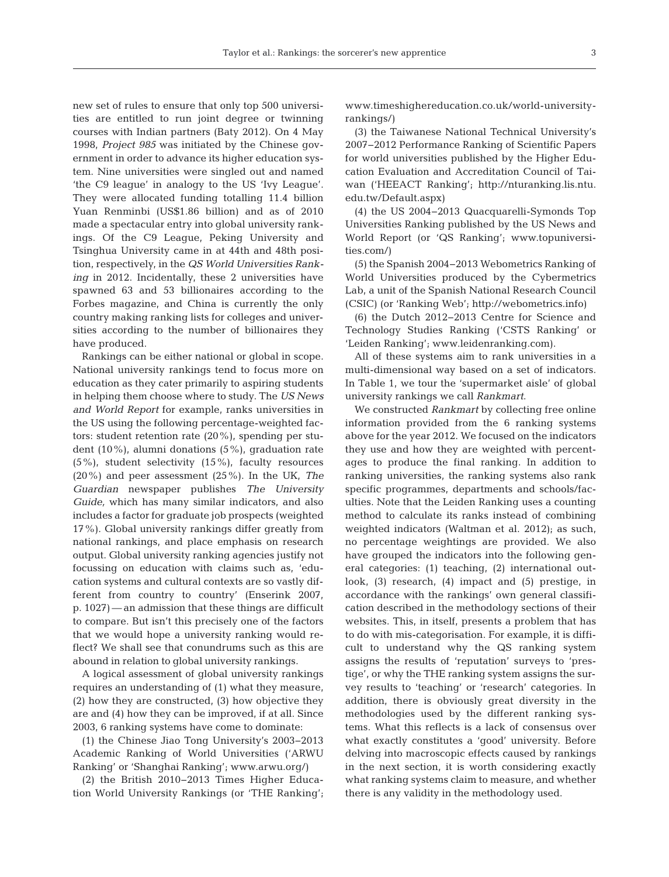new set of rules to ensure that only top 500 universities are entitled to run joint degree or twinning courses with Indian partners (Baty 2012). On 4 May 1998, *Project 985* was initiated by the Chinese government in order to advance its higher education system. Nine universities were singled out and named 'the C9 league' in analogy to the US 'Ivy League'. They were allocated funding totalling 11.4 billion Yuan Renminbi (US$1.86 billion) and as of 2010 made a spectacular entry into global university rankings. Of the C9 League, Peking University and Tsinghua University came in at 44th and 48th position, respectively, in the *QS World Universities Ranking* in 2012. Incidentally, these 2 universities have spawned 63 and 53 billionaires according to the Forbes magazine, and China is currently the only country making ranking lists for colleges and universities according to the number of billionaires they have produced.

Rankings can be either national or global in scope. National university rankings tend to focus more on education as they cater primarily to aspiring students in helping them choose where to study. The *US News and World Report* for example, ranks universities in the US using the following percentage-weighted factors: student retention rate (20%), spending per student (10%), alumni donations (5%), graduation rate (5%), student selectivity (15%), faculty resources (20%) and peer assessment (25%). In the UK, *The Guardian* newspaper publishes *The University Guide*, which has many similar indicators, and also includes a factor for graduate job prospects (weighted 17%). Global university rankings differ greatly from national rankings, and place emphasis on research output. Global university ranking agencies justify not focussing on education with claims such as, 'education systems and cultural contexts are so vastly different from country to country' (Enserink 2007, p. 1027) — an admission that these things are difficult to compare. But isn't this precisely one of the factors that we would hope a university ranking would reflect? We shall see that conundrums such as this are abound in relation to global university rankings.

A logical assessment of global university rankings requires an understanding of (1) what they measure, (2) how they are constructed, (3) how objective they are and (4) how they can be improved, if at all. Since 2003, 6 ranking systems have come to dominate:

(1) the Chinese Jiao Tong University's 2003–2013 Academic Ranking of World Universities ('ARWU Ranking' or 'Shanghai Ranking'; www.arwu.org/)

(2) the British 2010–2013 Times Higher Education World University Rankings (or 'THE Ranking'; www.timeshighereducation.co.uk/world-university-rankings/)

(3) the Taiwanese National Technical University's 2007–2012 Performance Ranking of Scientific Papers for world universities published by the Higher Education Evaluation and Accreditation Council of Taiwan ('HEEACT Ranking'; http://nturanking.lis.ntu.edu.tw/Default.aspx)

(4) the US 2004–2013 Quacquarelli-Symonds Top Universities Ranking published by the US News and World Report (or 'QS Ranking'; www.topuniversities.com/)

(5) the Spanish 2004–2013 Webometrics Ranking of World Universities produced by the Cybermetrics Lab, a unit of the Spanish National Research Council (CSIC) (or 'Ranking Web'; http://webometrics.info)

(6) the Dutch 2012–2013 Centre for Science and Technology Studies Ranking ('CSTS Ranking' or 'Leiden Ranking'; www.leidenranking.com).

All of these systems aim to rank universities in a multi-dimensional way based on a set of indicators. In Table 1, we tour the 'supermarket aisle' of global university rankings we call *Rankmart*.

We constructed *Rankmart* by collecting free online information provided from the 6 ranking systems above for the year 2012. We focused on the indicators they use and how they are weighted with percentages to produce the final ranking. In addition to ranking universities, the ranking systems also rank specific programmes, departments and schools/faculties. Note that the Leiden Ranking uses a counting method to calculate its ranks instead of combining weighted indicators (Waltman et al. 2012); as such, no percentage weightings are provided. We also have grouped the indicators into the following general categories: (1) teaching, (2) international outlook, (3) research, (4) impact and (5) prestige, in accordance with the rankings' own general classification described in the methodology sections of their websites. This, in itself, presents a problem that has to do with mis-categorisation. For example, it is difficult to understand why the QS ranking system assigns the results of 'reputation' surveys to 'prestige', or why the THE ranking system assigns the survey results to 'teaching' or 'research' categories. In addition, there is obviously great diversity in the methodologies used by the different ranking systems. What this reflects is a lack of consensus over what exactly constitutes a 'good' university. Before delving into macroscopic effects caused by rankings in the next section, it is worth considering exactly what ranking systems claim to measure, and whether there is any validity in the methodology used.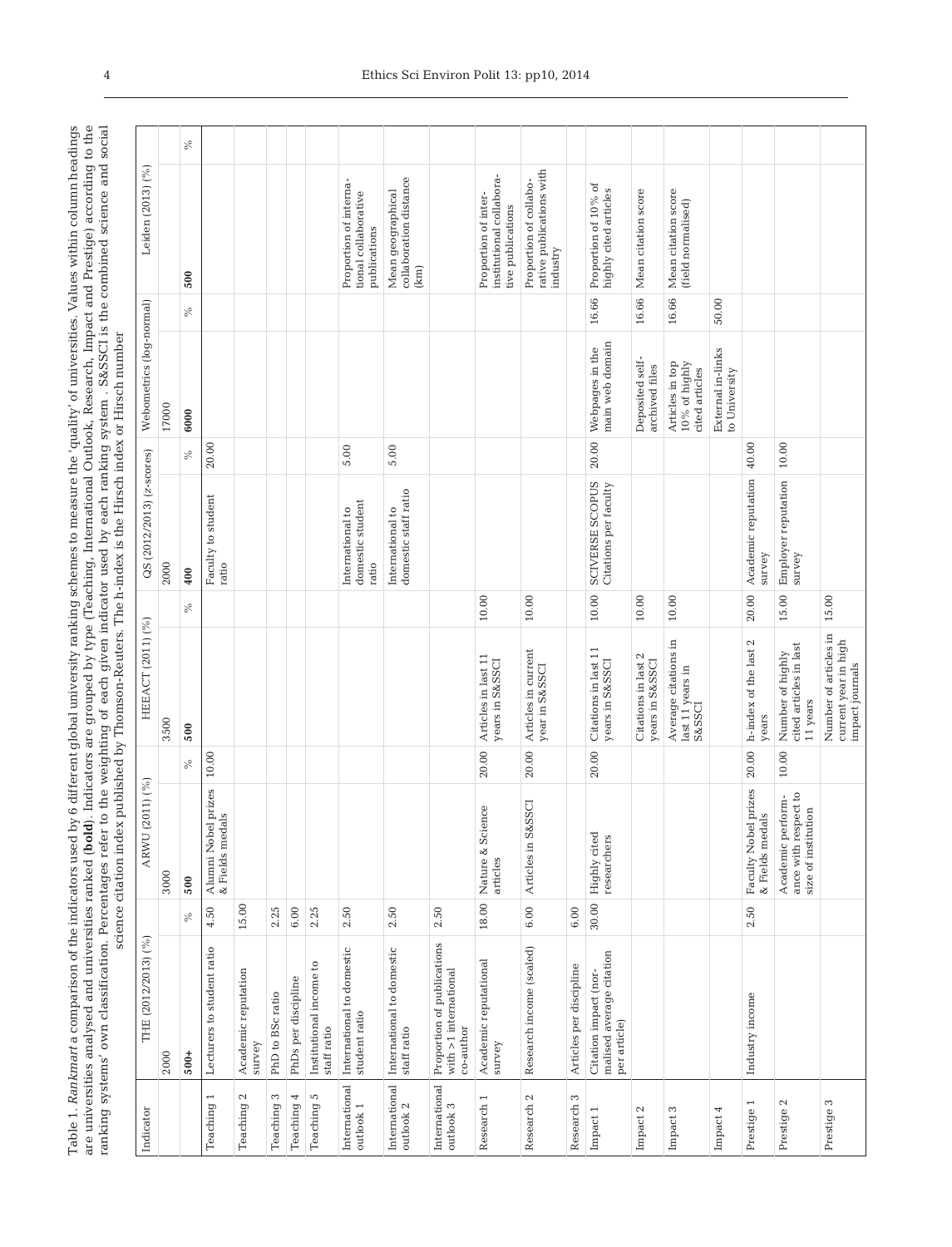Table 1. *Rankmart* a comparison of the indicators used by 6 different global university ranking schemes to measure the 'quality' of universities. Values within column headings are universities analysed and universities ranked (**bold**). Indicators are grouped by type (Teaching, International Outlook, Research, Impact and Prestige) according to the ranking systems' own classification. Percentages refer to the weighting of each given indicator used by each ranking system . S&SSCI is the combined science and social science citation index published by Thomson-Reuters. The h-index is the Hirsch index or Hirsch number

| Indicator | THE (2012/2013) (%) | | ARWU (2011) (%) | | HEEACT (2011) (%) | | QS (2012/2013) (z-scores) | | Webometrics (log-normal) | | Leiden (2013) (%) | |
|---|---|---|---|---|---|---|---|---|---|---|---|---|
| | 2000 | | 3000 | | 3500 | | 2000 | | 17000 | | | |
| | **500+** | % | **500** | % | **500** | % | **400** | % | **6000** | % | **500** | % |
| Teaching 1 | Lecturers to student ratio | 4.50 | Alumni Nobel prizes & Fields medals | 10.00 | | | Faculty to student ratio | 20.00 | | | | |
| Teaching 2 | Academic reputation survey | 15.00 | | | | | | | | | | |
| Teaching 3 | PhD to BSc ratio | 2.25 | | | | | | | | | | |
| Teaching 4 | PhDs per discipline | 6.00 | | | | | | | | | | |
| Teaching 5 | Institutional income to staff ratio | 2.25 | | | | | | | | | | |
| International outlook 1 | International to domestic student ratio | 2.50 | | | | | International to domestic student ratio | 5.00 | | | Proportion of international collaborative publications | |
| International outlook 2 | International to domestic staff ratio | 2.50 | | | | | International to domestic staff ratio | 5.00 | | | Mean geographical collaboration distance (km) | |
| International outlook 3 | Proportion of publications with >1 international co-author | 2.50 | | | | | | | | | | |
| Research 1 | Academic reputational survey | 18.00 | Nature & Science articles | 20.00 | Articles in last 11 years in S&SSCI | 10.00 | | | | | Proportion of inter-institutional collaborative publications | |
| Research 2 | Research income (scaled) | 6.00 | Articles in S&SSCI | 20.00 | Articles in current year in S&SSCI | 10.00 | | | | | Proportion of collaborative publications with industry | |
| Research 3 | Articles per discipline | 6.00 | | | | | | | | | | |
| Impact 1 | Citation impact (normalised average citation per article) | 30.00 | Highly cited researchers | 20.00 | Citations in last 11 years in S&SSCI | 10.00 | SCIVERSE SCOPUS Citations per faculty | 20.00 | Webpages in the main web domain | 16.66 | Proportion of 10% of highly cited articles | |
| Impact 2 | | | | | Citations in last 2 years in S&SSCI | 10.00 | | | Deposited self-archived files | 16.66 | Mean citation score | |
| Impact 3 | | | | | Average citations in last 11 years in S&SSCI | 10.00 | | | Articles in top 10% of highly cited articles | 16.66 | Mean citation score (field normalised) | |
| Impact 4 | | | | | | | | | External in-links to University | 50.00 | | |
| Prestige 1 | Industry income | 2.50 | Faculty Nobel prizes & Fields medals | 20.00 | h-index of the last 2 years | 20.00 | Academic reputation survey | 40.00 | | | | |
| Prestige 2 | | | Academic performance with respect to size of institution | 10.00 | Number of highly cited articles in last 11 years | 15.00 | Employer reputation survey | 10.00 | | | | |
| Prestige 3 | | | | | Number of articles in current year in high impact journals | 15.00 | | | | | | |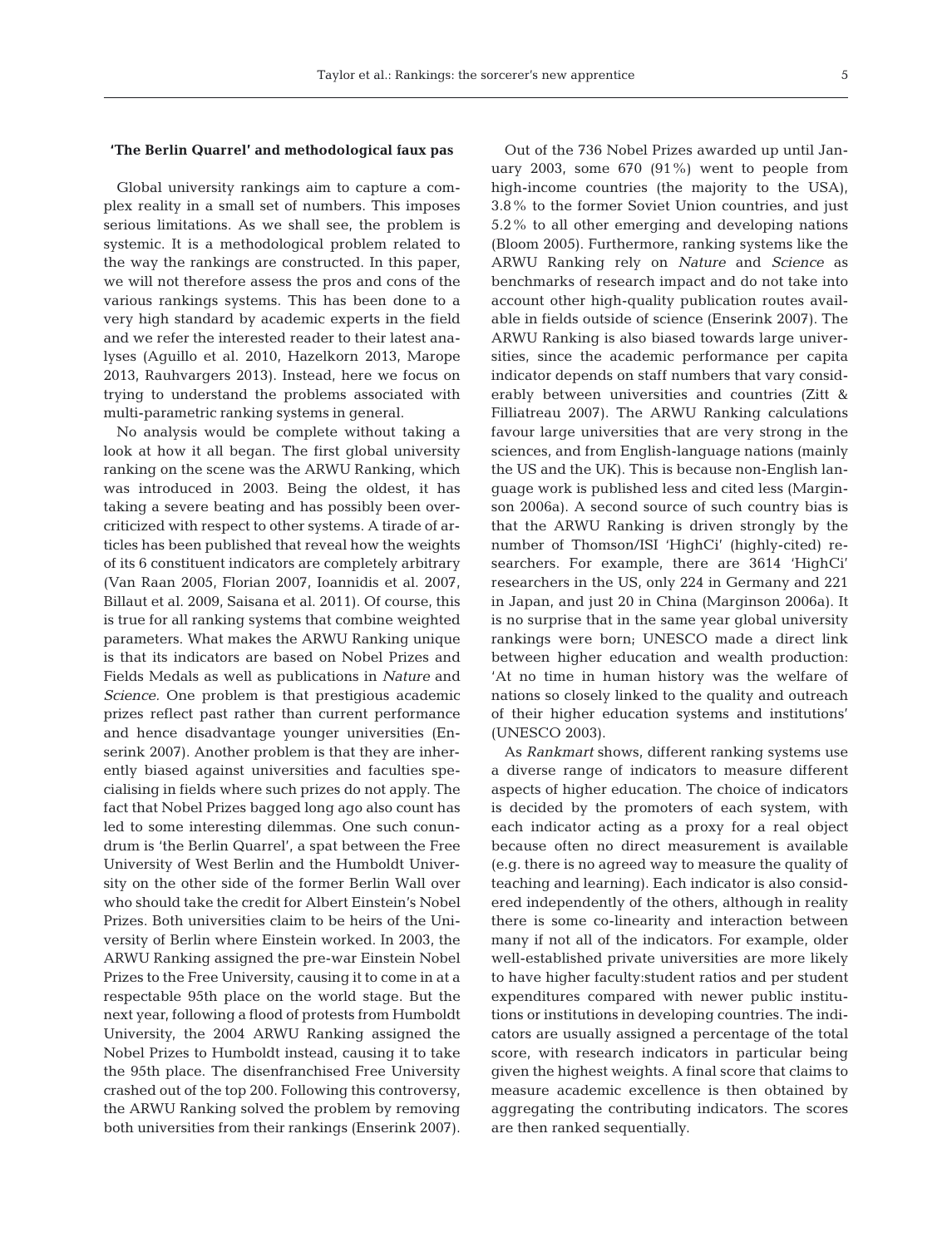## 'The Berlin Quarrel' and methodological faux pas

Global university rankings aim to capture a complex reality in a small set of numbers. This imposes serious limitations. As we shall see, the problem is systemic. It is a methodological problem related to the way the rankings are constructed. In this paper, we will not therefore assess the pros and cons of the various rankings systems. This has been done to a very high standard by academic experts in the field and we refer the interested reader to their latest analyses (Aguillo et al. 2010, Hazelkorn 2013, Marope 2013, Rauhvargers 2013). Instead, here we focus on trying to understand the problems associated with multi-parametric ranking systems in general.

No analysis would be complete without taking a look at how it all began. The first global university ranking on the scene was the ARWU Ranking, which was introduced in 2003. Being the oldest, it has taking a severe beating and has possibly been over-criticized with respect to other systems. A tirade of articles has been published that reveal how the weights of its 6 constituent indicators are completely arbitrary (Van Raan 2005, Florian 2007, Ioannidis et al. 2007, Billaut et al. 2009, Saisana et al. 2011). Of course, this is true for all ranking systems that combine weighted parameters. What makes the ARWU Ranking unique is that its indicators are based on Nobel Prizes and Fields Medals as well as publications in *Nature* and *Science.* One problem is that prestigious academic prizes reflect past rather than current performance and hence disadvantage younger universities (Enserink 2007). Another problem is that they are inherently biased against universities and faculties specialising in fields where such prizes do not apply. The fact that Nobel Prizes bagged long ago also count has led to some interesting dilemmas. One such conundrum is 'the Berlin Quarrel', a spat between the Free University of West Berlin and the Humboldt University on the other side of the former Berlin Wall over who should take the credit for Albert Einstein's Nobel Prizes. Both universities claim to be heirs of the University of Berlin where Einstein worked. In 2003, the ARWU Ranking assigned the pre-war Einstein Nobel Prizes to the Free University, causing it to come in at a respectable 95th place on the world stage. But the next year, following a flood of protests from Humboldt University, the 2004 ARWU Ranking assigned the Nobel Prizes to Humboldt instead, causing it to take the 95th place. The disenfranchised Free University crashed out of the top 200. Following this controversy, the ARWU Ranking solved the problem by removing both universities from their rankings (Enserink 2007).

Out of the 736 Nobel Prizes awarded up until January 2003, some 670 (91%) went to people from high-income countries (the majority to the USA), 3.8% to the former Soviet Union countries, and just 5.2% to all other emerging and developing nations (Bloom 2005). Furthermore, ranking systems like the ARWU Ranking rely on *Nature* and *Science* as benchmarks of research impact and do not take into account other high-quality publication routes available in fields outside of science (Enserink 2007). The ARWU Ranking is also biased towards large universities, since the academic performance per capita indicator depends on staff numbers that vary considerably between universities and countries (Zitt & Filliatreau 2007). The ARWU Ranking calculations favour large universities that are very strong in the sciences, and from English-language nations (mainly the US and the UK). This is because non-English language work is published less and cited less (Marginson 2006a). A second source of such country bias is that the ARWU Ranking is driven strongly by the number of Thomson/ISI 'HighCi' (highly-cited) researchers. For example, there are 3614 'HighCi' researchers in the US, only 224 in Germany and 221 in Japan, and just 20 in China (Marginson 2006a). It is no surprise that in the same year global university rankings were born; UNESCO made a direct link between higher education and wealth production: 'At no time in human history was the welfare of nations so closely linked to the quality and outreach of their higher education systems and institutions' (UNESCO 2003).

As *Rankmart* shows, different ranking systems use a diverse range of indicators to measure different aspects of higher education. The choice of indicators is decided by the promoters of each system, with each indicator acting as a proxy for a real object because often no direct measurement is available (e.g. there is no agreed way to measure the quality of teaching and learning). Each indicator is also considered independently of the others, although in reality there is some co-linearity and interaction between many if not all of the indicators. For example, older well-established private universities are more likely to have higher faculty:student ratios and per student expenditures compared with newer public institutions or institutions in developing countries. The indicators are usually assigned a percentage of the total score, with research indicators in particular being given the highest weights. A final score that claims to measure academic excellence is then obtained by aggregating the contributing indicators. The scores are then ranked sequentially.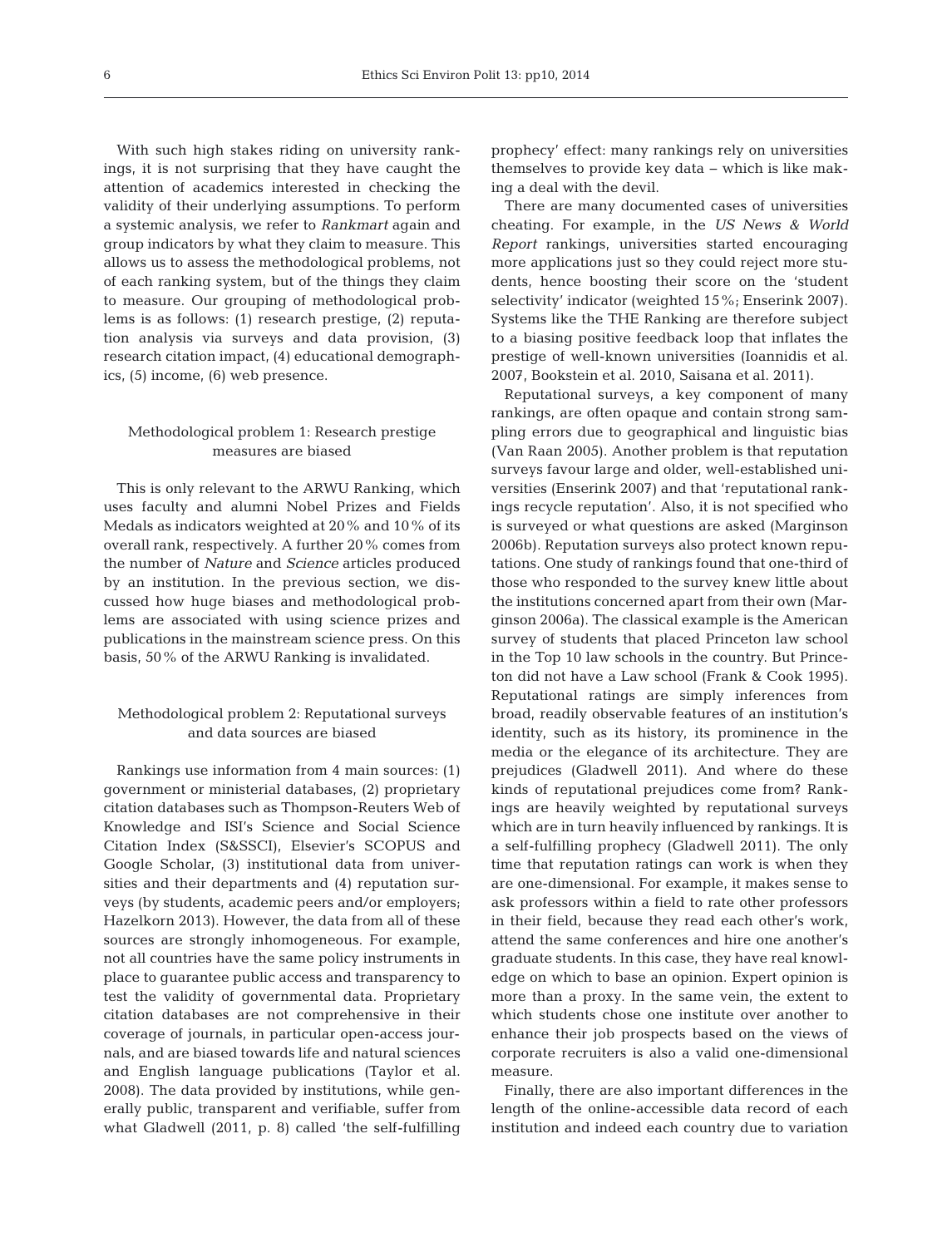With such high stakes riding on university rankings, it is not surprising that they have caught the attention of academics interested in checking the validity of their underlying assumptions. To perform a systemic analysis, we refer to *Rankmart* again and group indicators by what they claim to measure. This allows us to assess the methodological problems, not of each ranking system, but of the things they claim to measure. Our grouping of methodological problems is as follows: (1) research prestige, (2) reputation analysis via surveys and data provision, (3) research citation impact, (4) educational demographics, (5) income, (6) web presence.

## Methodological problem 1: Research prestige measures are biased

This is only relevant to the ARWU Ranking, which uses faculty and alumni Nobel Prizes and Fields Medals as indicators weighted at 20% and 10% of its overall rank, respectively. A further 20% comes from the number of *Nature* and *Science* articles produced by an institution. In the previous section, we discussed how huge biases and methodological problems are associated with using science prizes and publications in the mainstream science press. On this basis, 50% of the ARWU Ranking is invalidated.

## Methodological problem 2: Reputational surveys and data sources are biased

Rankings use information from 4 main sources: (1) government or ministerial databases, (2) proprietary citation databases such as Thompson-Reuters Web of Knowledge and ISI's Science and Social Science Citation Index (S&SSCI), Elsevier's SCOPUS and Google Scholar, (3) institutional data from universities and their departments and (4) reputation surveys (by students, academic peers and/or employers; Hazelkorn 2013). However, the data from all of these sources are strongly inhomogeneous. For example, not all countries have the same policy instruments in place to guarantee public access and transparency to test the validity of governmental data. Proprietary citation databases are not comprehensive in their coverage of journals, in particular open-access journals, and are biased towards life and natural sciences and English language publications (Taylor et al. 2008). The data provided by institutions, while generally public, transparent and verifiable, suffer from what Gladwell (2011, p. 8) called 'the self-fulfilling prophecy' effect: many rankings rely on universities themselves to provide key data – which is like making a deal with the devil.

There are many documented cases of universities cheating. For example, in the *US News & World Report* rankings, universities started encouraging more applications just so they could reject more students, hence boosting their score on the 'student selectivity' indicator (weighted 15%; Enserink 2007). Systems like the THE Ranking are therefore subject to a biasing positive feedback loop that inflates the prestige of well-known universities (Ioannidis et al. 2007, Bookstein et al. 2010, Saisana et al. 2011).

Reputational surveys, a key component of many rankings, are often opaque and contain strong sampling errors due to geographical and linguistic bias (Van Raan 2005). Another problem is that reputation surveys favour large and older, well-established universities (Enserink 2007) and that 'reputational rankings recycle reputation'. Also, it is not specified who is surveyed or what questions are asked (Marginson 2006b). Reputation surveys also protect known reputations. One study of rankings found that one-third of those who responded to the survey knew little about the institutions concerned apart from their own (Marginson 2006a). The classical example is the American survey of students that placed Princeton law school in the Top 10 law schools in the country. But Princeton did not have a Law school (Frank & Cook 1995). Reputational ratings are simply inferences from broad, readily observable features of an institution's identity, such as its history, its prominence in the media or the elegance of its architecture. They are prejudices (Gladwell 2011). And where do these kinds of reputational prejudices come from? Rankings are heavily weighted by reputational surveys which are in turn heavily influenced by rankings. It is a self-fulfilling prophecy (Gladwell 2011). The only time that reputation ratings can work is when they are one-dimensional. For example, it makes sense to ask professors within a field to rate other professors in their field, because they read each other's work, attend the same conferences and hire one another's graduate students. In this case, they have real knowledge on which to base an opinion. Expert opinion is more than a proxy. In the same vein, the extent to which students chose one institute over another to enhance their job prospects based on the views of corporate recruiters is also a valid one-dimensional measure.

Finally, there are also important differences in the length of the online-accessible data record of each institution and indeed each country due to variation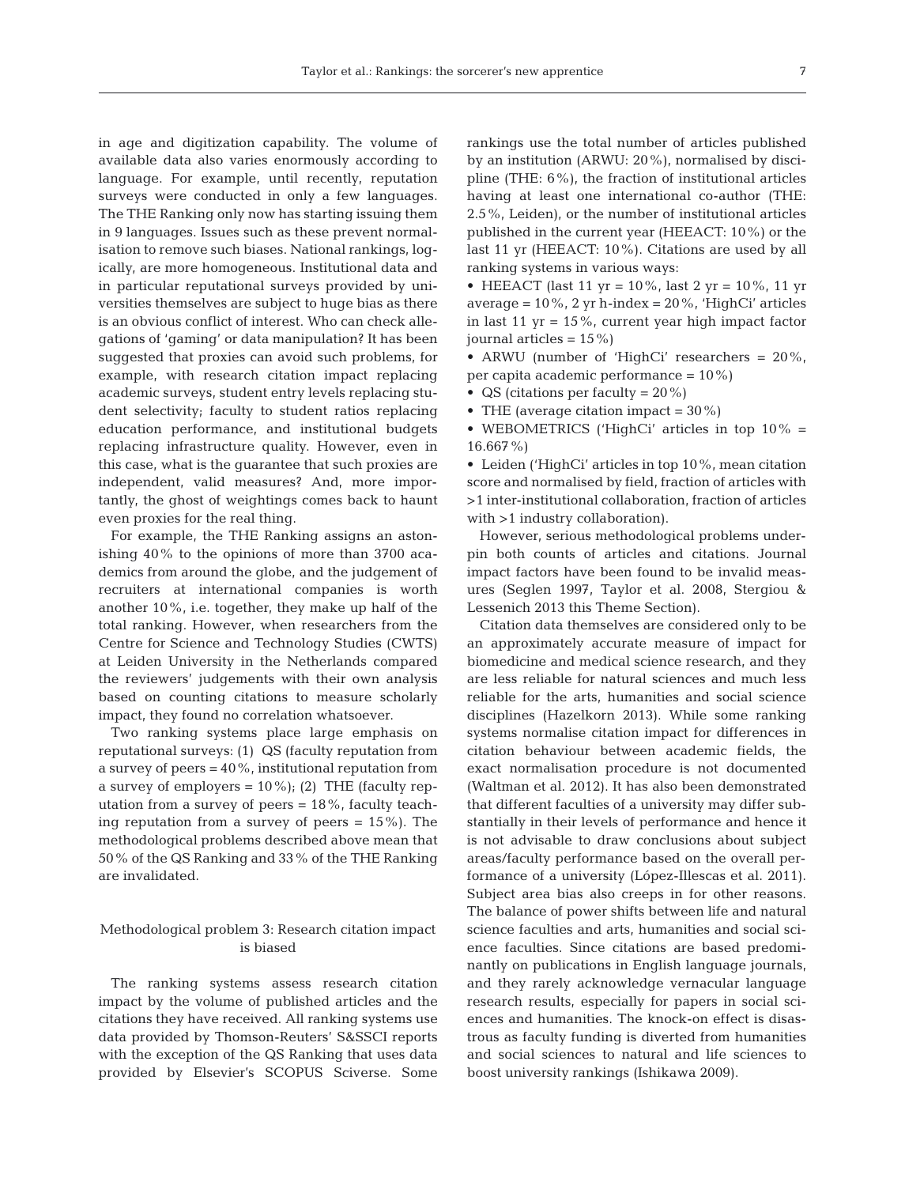in age and digitization capability. The volume of available data also varies enormously according to language. For example, until recently, reputation surveys were conducted in only a few languages. The THE Ranking only now has starting issuing them in 9 languages. Issues such as these prevent normalisation to remove such biases. National rankings, logically, are more homogeneous. Institutional data and in particular reputational surveys provided by universities themselves are subject to huge bias as there is an obvious conflict of interest. Who can check allegations of 'gaming' or data manipulation? It has been suggested that proxies can avoid such problems, for example, with research citation impact replacing academic surveys, student entry levels replacing student selectivity; faculty to student ratios replacing education performance, and institutional budgets replacing infrastructure quality. However, even in this case, what is the guarantee that such proxies are independent, valid measures? And, more importantly, the ghost of weightings comes back to haunt even proxies for the real thing.

For example, the THE Ranking assigns an astonishing 40% to the opinions of more than 3700 academics from around the globe, and the judgement of recruiters at international companies is worth another 10%, i.e. together, they make up half of the total ranking. However, when researchers from the Centre for Science and Technology Studies (CWTS) at Leiden University in the Netherlands compared the reviewers' judgements with their own analysis based on counting citations to measure scholarly impact, they found no correlation whatsoever.

Two ranking systems place large emphasis on reputational surveys: (1) QS (faculty reputation from a survey of peers = 40%, institutional reputation from a survey of employers = 10%); (2) THE (faculty reputation from a survey of peers = 18%, faculty teaching reputation from a survey of peers = 15%). The methodological problems described above mean that 50% of the QS Ranking and 33% of the THE Ranking are invalidated.

## Methodological problem 3: Research citation impact is biased

The ranking systems assess research citation impact by the volume of published articles and the citations they have received. All ranking systems use data provided by Thomson-Reuters' S&SSCI reports with the exception of the QS Ranking that uses data provided by Elsevier's SCOPUS Sciverse. Some rankings use the total number of articles published by an institution (ARWU: 20%), normalised by discipline (THE: 6%), the fraction of institutional articles having at least one international co-author (THE: 2.5%, Leiden), or the number of institutional articles published in the current year (HEEACT: 10%) or the last 11 yr (HEEACT: 10%). Citations are used by all ranking systems in various ways:

- HEEACT (last 11 yr = 10%, last 2 yr = 10%, 11 yr average = 10%, 2 yr h-index = 20%, 'HighCi' articles in last 11 yr = 15%, current year high impact factor journal articles = 15%)
- ARWU (number of 'HighCi' researchers = 20%, per capita academic performance = 10%)
- QS (citations per faculty = 20%)
- THE (average citation impact = 30%)
- WEBOMETRICS ('HighCi' articles in top 10% = 16.667%)
- Leiden ('HighCi' articles in top 10%, mean citation score and normalised by field, fraction of articles with >1 inter-institutional collaboration, fraction of articles with >1 industry collaboration).

However, serious methodological problems underpin both counts of articles and citations. Journal impact factors have been found to be invalid measures (Seglen 1997, Taylor et al. 2008, Stergiou & Lessenich 2013 this Theme Section).

Citation data themselves are considered only to be an approximately accurate measure of impact for biomedicine and medical science research, and they are less reliable for natural sciences and much less reliable for the arts, humanities and social science disciplines (Hazelkorn 2013). While some ranking systems normalise citation impact for differences in citation behaviour between academic fields, the exact normalisation procedure is not documented (Waltman et al. 2012). It has also been demonstrated that different faculties of a university may differ substantially in their levels of performance and hence it is not advisable to draw conclusions about subject areas/faculty performance based on the overall performance of a university (López-Illescas et al. 2011). Subject area bias also creeps in for other reasons. The balance of power shifts between life and natural science faculties and arts, humanities and social science faculties. Since citations are based predominantly on publications in English language journals, and they rarely acknowledge vernacular language research results, especially for papers in social sciences and humanities. The knock-on effect is disastrous as faculty funding is diverted from humanities and social sciences to natural and life sciences to boost university rankings (Ishikawa 2009).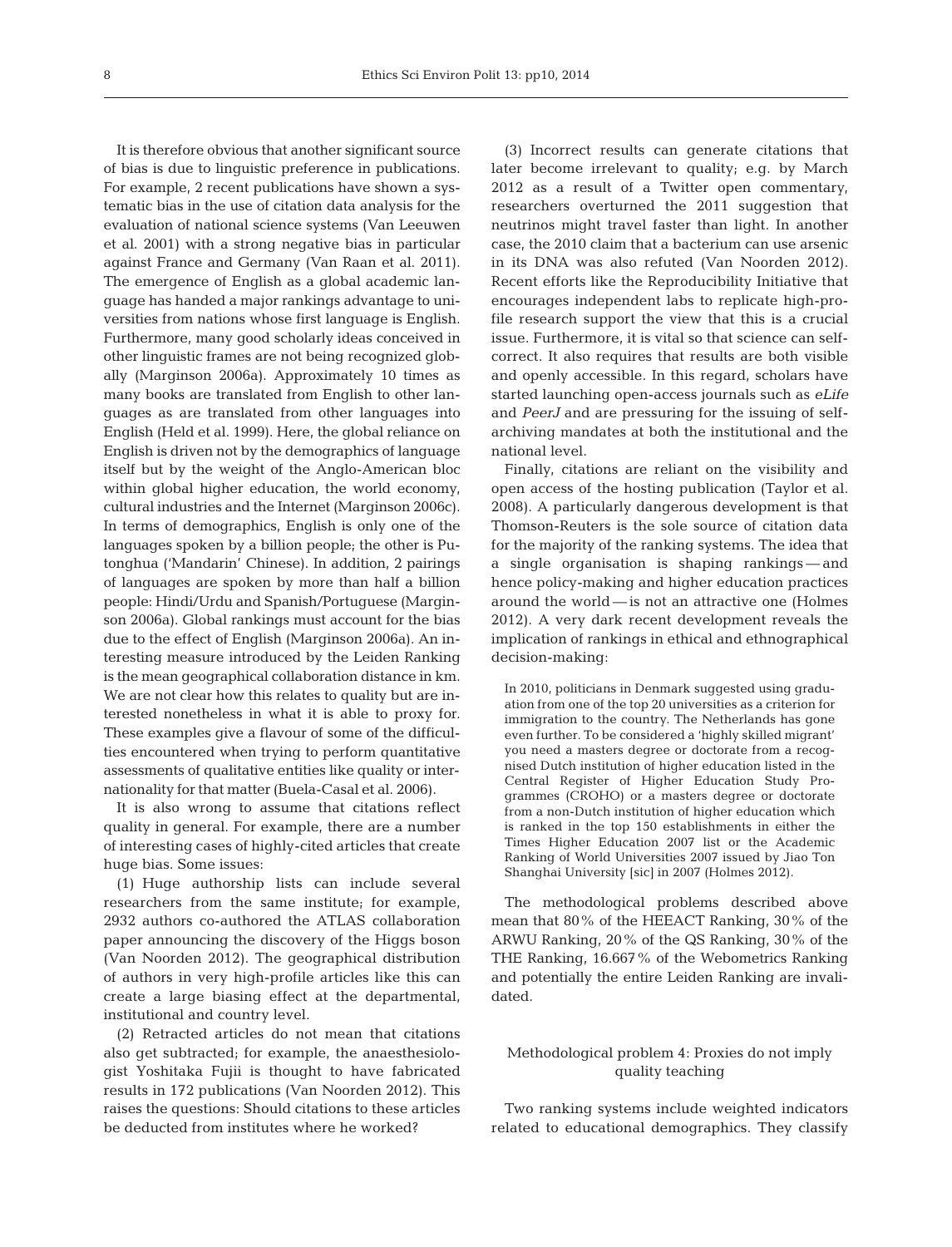It is therefore obvious that another significant source of bias is due to linguistic preference in publications. For example, 2 recent publications have shown a systematic bias in the use of citation data analysis for the evaluation of national science systems (Van Leeuwen et al. 2001) with a strong negative bias in particular against France and Germany (Van Raan et al. 2011). The emergence of English as a global academic language has handed a major rankings advantage to universities from nations whose first language is English. Furthermore, many good scholarly ideas conceived in other linguistic frames are not being recognized globally (Marginson 2006a). Approximately 10 times as many books are translated from English to other languages as are translated from other languages into English (Held et al. 1999). Here, the global reliance on English is driven not by the demographics of language itself but by the weight of the Anglo-American bloc within global higher education, the world economy, cultural industries and the Internet (Marginson 2006c). In terms of demographics, English is only one of the languages spoken by a billion people; the other is Putonghua ('Mandarin' Chinese). In addition, 2 pairings of languages are spoken by more than half a billion people: Hindi/Urdu and Spanish/Portuguese (Marginson 2006a). Global rankings must account for the bias due to the effect of English (Marginson 2006a). An interesting measure introduced by the Leiden Ranking is the mean geographical collaboration distance in km. We are not clear how this relates to quality but are interested nonetheless in what it is able to proxy for. These examples give a flavour of some of the difficulties encountered when trying to perform quantitative assessments of qualitative entities like quality or internationality for that matter (Buela-Casal et al. 2006).

It is also wrong to assume that citations reflect quality in general. For example, there are a number of interesting cases of highly-cited articles that create huge bias. Some issues:

(1) Huge authorship lists can include several researchers from the same institute; for example, 2932 authors co-authored the ATLAS collaboration paper announcing the discovery of the Higgs boson (Van Noorden 2012). The geographical distribution of authors in very high-profile articles like this can create a large biasing effect at the departmental, institutional and country level.

(2) Retracted articles do not mean that citations also get subtracted; for example, the anaesthesiologist Yoshitaka Fujii is thought to have fabricated results in 172 publications (Van Noorden 2012). This raises the questions: Should citations to these articles be deducted from institutes where he worked?

(3) Incorrect results can generate citations that later become irrelevant to quality; e.g. by March 2012 as a result of a Twitter open commentary, researchers overturned the 2011 suggestion that neutrinos might travel faster than light. In another case, the 2010 claim that a bacterium can use arsenic in its DNA was also refuted (Van Noorden 2012). Recent efforts like the Reproducibility Initiative that encourages independent labs to replicate high-profile research support the view that this is a crucial issue. Furthermore, it is vital so that science can self-correct. It also requires that results are both visible and openly accessible. In this regard, scholars have started launching open-access journals such as *eLife* and *PeerJ* and are pressuring for the issuing of self-archiving mandates at both the institutional and the national level.

Finally, citations are reliant on the visibility and open access of the hosting publication (Taylor et al. 2008). A particularly dangerous development is that Thomson-Reuters is the sole source of citation data for the majority of the ranking systems. The idea that a single organisation is shaping rankings — and hence policy-making and higher education practices around the world — is not an attractive one (Holmes 2012). A very dark recent development reveals the implication of rankings in ethical and ethnographical decision-making:

> In 2010, politicians in Denmark suggested using graduation from one of the top 20 universities as a criterion for immigration to the country. The Netherlands has gone even further. To be considered a 'highly skilled migrant' you need a masters degree or doctorate from a recognised Dutch institution of higher education listed in the Central Register of Higher Education Study Programmes (CROHO) or a masters degree or doctorate from a non-Dutch institution of higher education which is ranked in the top 150 establishments in either the Times Higher Education 2007 list or the Academic Ranking of World Universities 2007 issued by Jiao Ton Shanghai University [sic] in 2007 (Holmes 2012).

The methodological problems described above mean that 80% of the HEEACT Ranking, 30% of the ARWU Ranking, 20% of the QS Ranking, 30% of the THE Ranking, 16.667% of the Webometrics Ranking and potentially the entire Leiden Ranking are invalidated.

### Methodological problem 4: Proxies do not imply quality teaching

Two ranking systems include weighted indicators related to educational demographics. They classify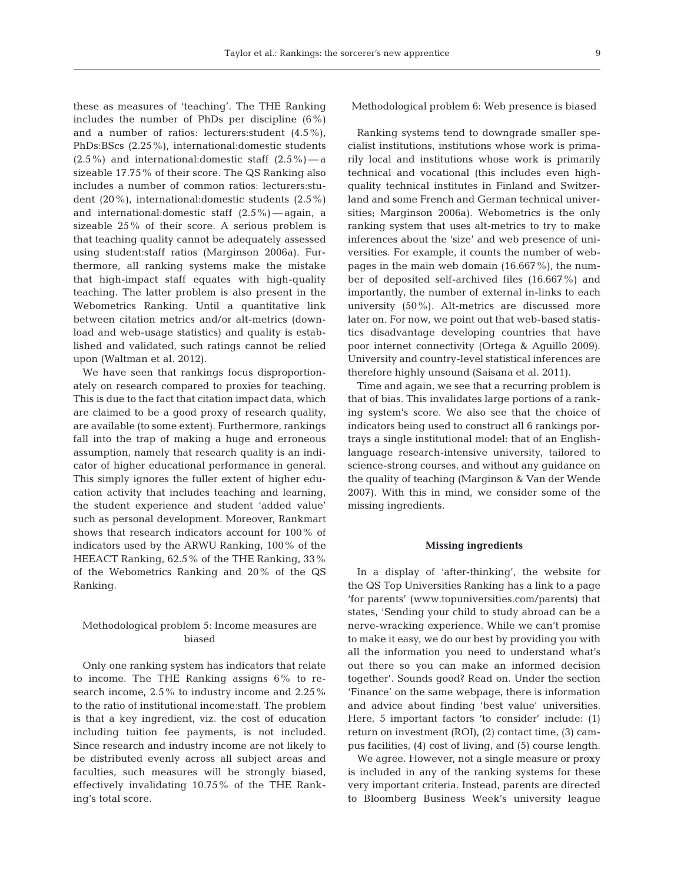these as measures of 'teaching'. The THE Ranking includes the number of PhDs per discipline (6%) and a number of ratios: lecturers:student (4.5%), PhDs:BScs (2.25%), international:domestic students (2.5%) and international:domestic staff (2.5%) — a sizeable 17.75% of their score. The QS Ranking also includes a number of common ratios: lecturers:student (20%), international:domestic students (2.5%) and international:domestic staff (2.5%) — again, a sizeable 25% of their score. A serious problem is that teaching quality cannot be adequately assessed using student:staff ratios (Marginson 2006a). Furthermore, all ranking systems make the mistake that high-impact staff equates with high-quality teaching. The latter problem is also present in the Webometrics Ranking. Until a quantitative link between citation metrics and/or alt-metrics (download and web-usage statistics) and quality is established and validated, such ratings cannot be relied upon (Waltman et al. 2012).

We have seen that rankings focus disproportionately on research compared to proxies for teaching. This is due to the fact that citation impact data, which are claimed to be a good proxy of research quality, are available (to some extent). Furthermore, rankings fall into the trap of making a huge and erroneous assumption, namely that research quality is an indicator of higher educational performance in general. This simply ignores the fuller extent of higher education activity that includes teaching and learning, the student experience and student 'added value' such as personal development. Moreover, Rankmart shows that research indicators account for 100% of indicators used by the ARWU Ranking, 100% of the HEEACT Ranking, 62.5% of the THE Ranking, 33% of the Webometrics Ranking and 20% of the QS Ranking.

### Methodological problem 5: Income measures are biased

Only one ranking system has indicators that relate to income. The THE Ranking assigns 6% to research income, 2.5% to industry income and 2.25% to the ratio of institutional income:staff. The problem is that a key ingredient, viz. the cost of education including tuition fee payments, is not included. Since research and industry income are not likely to be distributed evenly across all subject areas and faculties, such measures will be strongly biased, effectively invalidating 10.75% of the THE Ranking's total score.

### Methodological problem 6: Web presence is biased

Ranking systems tend to downgrade smaller specialist institutions, institutions whose work is primarily local and institutions whose work is primarily technical and vocational (this includes even high-quality technical institutes in Finland and Switzerland and some French and German technical universities; Marginson 2006a). Webometrics is the only ranking system that uses alt-metrics to try to make inferences about the 'size' and web presence of universities. For example, it counts the number of webpages in the main web domain (16.667%), the number of deposited self-archived files (16.667%) and importantly, the number of external in-links to each university (50%). Alt-metrics are discussed more later on. For now, we point out that web-based statistics disadvantage developing countries that have poor internet connectivity (Ortega & Aguillo 2009). University and country-level statistical inferences are therefore highly unsound (Saisana et al. 2011).

Time and again, we see that a recurring problem is that of bias. This invalidates large portions of a ranking system's score. We also see that the choice of indicators being used to construct all 6 rankings portrays a single institutional model: that of an English-language research-intensive university, tailored to science-strong courses, and without any guidance on the quality of teaching (Marginson & Van der Wende 2007). With this in mind, we consider some of the missing ingredients.

## Missing ingredients

In a display of 'after-thinking', the website for the QS Top Universities Ranking has a link to a page 'for parents' (www.topuniversities.com/parents) that states, 'Sending your child to study abroad can be a nerve-wracking experience. While we can't promise to make it easy, we do our best by providing you with all the information you need to understand what's out there so you can make an informed decision together'. Sounds good? Read on. Under the section 'Finance' on the same webpage, there is information and advice about finding 'best value' universities. Here, 5 important factors 'to consider' include: (1) return on investment (ROI), (2) contact time, (3) campus facilities, (4) cost of living, and (5) course length.

We agree. However, not a single measure or proxy is included in any of the ranking systems for these very important criteria. Instead, parents are directed to Bloomberg Business Week's university league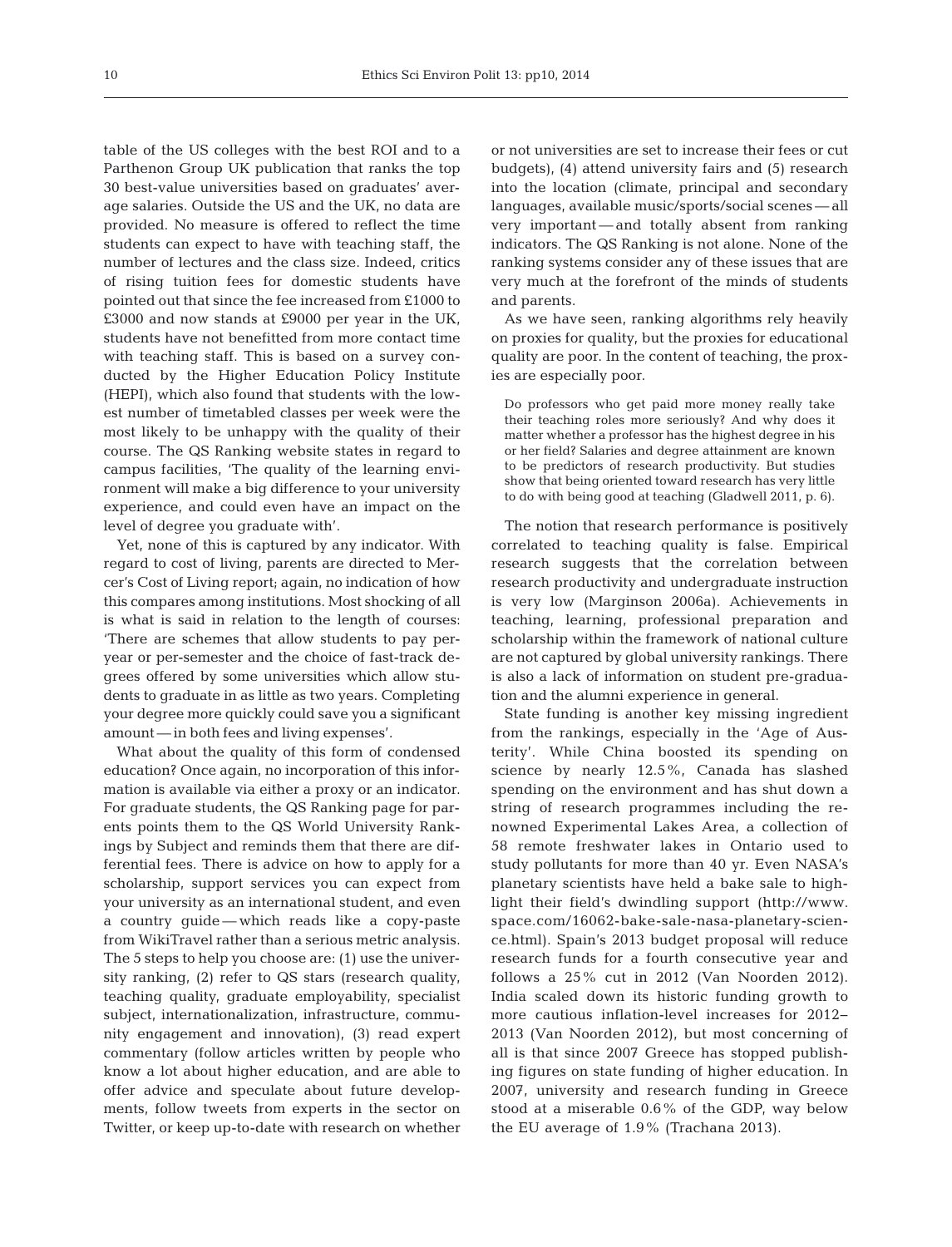table of the US colleges with the best ROI and to a Parthenon Group UK publication that ranks the top 30 best-value universities based on graduates' average salaries. Outside the US and the UK, no data are provided. No measure is offered to reflect the time students can expect to have with teaching staff, the number of lectures and the class size. Indeed, critics of rising tuition fees for domestic students have pointed out that since the fee increased from £1000 to £3000 and now stands at £9000 per year in the UK, students have not benefitted from more contact time with teaching staff. This is based on a survey conducted by the Higher Education Policy Institute (HEPI), which also found that students with the lowest number of timetabled classes per week were the most likely to be unhappy with the quality of their course. The QS Ranking website states in regard to campus facilities, 'The quality of the learning environment will make a big difference to your university experience, and could even have an impact on the level of degree you graduate with'.

Yet, none of this is captured by any indicator. With regard to cost of living, parents are directed to Mercer's Cost of Living report; again, no indication of how this compares among institutions. Most shocking of all is what is said in relation to the length of courses: 'There are schemes that allow students to pay per-year or per-semester and the choice of fast-track degrees offered by some universities which allow students to graduate in as little as two years. Completing your degree more quickly could save you a significant amount — in both fees and living expenses'.

What about the quality of this form of condensed education? Once again, no incorporation of this information is available via either a proxy or an indicator. For graduate students, the QS Ranking page for parents points them to the QS World University Rankings by Subject and reminds them that there are differential fees. There is advice on how to apply for a scholarship, support services you can expect from your university as an international student, and even a country guide — which reads like a copy-paste from WikiTravel rather than a serious metric analysis. The 5 steps to help you choose are: (1) use the university ranking, (2) refer to QS stars (research quality, teaching quality, graduate employability, specialist subject, internationalization, infrastructure, community engagement and innovation), (3) read expert commentary (follow articles written by people who know a lot about higher education, and are able to offer advice and speculate about future developments, follow tweets from experts in the sector on Twitter, or keep up-to-date with research on whether or not universities are set to increase their fees or cut budgets), (4) attend university fairs and (5) research into the location (climate, principal and secondary languages, available music/sports/social scenes — all very important — and totally absent from ranking indicators. The QS Ranking is not alone. None of the ranking systems consider any of these issues that are very much at the forefront of the minds of students and parents.

As we have seen, ranking algorithms rely heavily on proxies for quality, but the proxies for educational quality are poor. In the content of teaching, the proxies are especially poor.

> Do professors who get paid more money really take their teaching roles more seriously? And why does it matter whether a professor has the highest degree in his or her field? Salaries and degree attainment are known to be predictors of research productivity. But studies show that being oriented toward research has very little to do with being good at teaching (Gladwell 2011, p. 6).

The notion that research performance is positively correlated to teaching quality is false. Empirical research suggests that the correlation between research productivity and undergraduate instruction is very low (Marginson 2006a). Achievements in teaching, learning, professional preparation and scholarship within the framework of national culture are not captured by global university rankings. There is also a lack of information on student pre-graduation and the alumni experience in general.

State funding is another key missing ingredient from the rankings, especially in the 'Age of Austerity'. While China boosted its spending on science by nearly 12.5%, Canada has slashed spending on the environment and has shut down a string of research programmes including the renowned Experimental Lakes Area, a collection of 58 remote freshwater lakes in Ontario used to study pollutants for more than 40 yr. Even NASA's planetary scientists have held a bake sale to highlight their field's dwindling support (http://www.space.com/16062-bake-sale-nasa-planetary-science.html). Spain's 2013 budget proposal will reduce research funds for a fourth consecutive year and follows a 25% cut in 2012 (Van Noorden 2012). India scaled down its historic funding growth to more cautious inflation-level increases for 2012–2013 (Van Noorden 2012), but most concerning of all is that since 2007 Greece has stopped publishing figures on state funding of higher education. In 2007, university and research funding in Greece stood at a miserable 0.6% of the GDP, way below the EU average of 1.9% (Trachana 2013).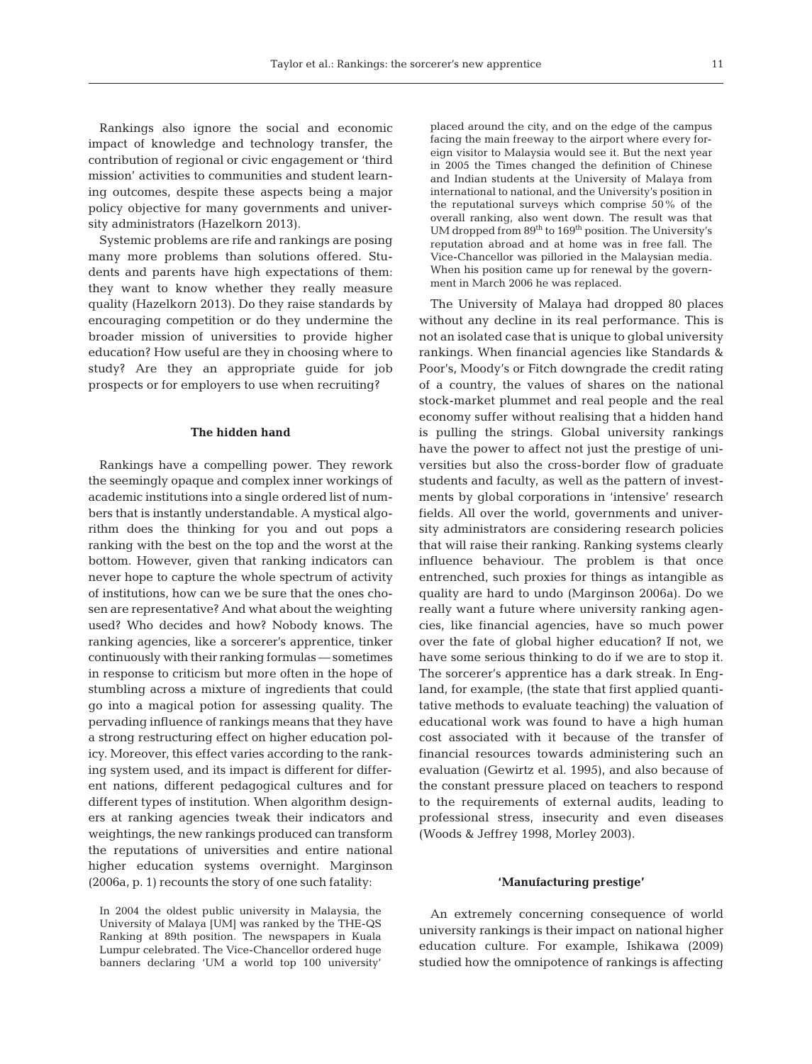Rankings also ignore the social and economic impact of knowledge and technology transfer, the contribution of regional or civic engagement or 'third mission' activities to communities and student learning outcomes, despite these aspects being a major policy objective for many governments and university administrators (Hazelkorn 2013).

Systemic problems are rife and rankings are posing many more problems than solutions offered. Students and parents have high expectations of them: they want to know whether they really measure quality (Hazelkorn 2013). Do they raise standards by encouraging competition or do they undermine the broader mission of universities to provide higher education? How useful are they in choosing where to study? Are they an appropriate guide for job prospects or for employers to use when recruiting?

## The hidden hand

Rankings have a compelling power. They rework the seemingly opaque and complex inner workings of academic institutions into a single ordered list of numbers that is instantly understandable. A mystical algorithm does the thinking for you and out pops a ranking with the best on the top and the worst at the bottom. However, given that ranking indicators can never hope to capture the whole spectrum of activity of institutions, how can we be sure that the ones chosen are representative? And what about the weighting used? Who decides and how? Nobody knows. The ranking agencies, like a sorcerer's apprentice, tinker continuously with their ranking formulas — sometimes in response to criticism but more often in the hope of stumbling across a mixture of ingredients that could go into a magical potion for assessing quality. The pervading influence of rankings means that they have a strong restructuring effect on higher education policy. Moreover, this effect varies according to the ranking system used, and its impact is different for different nations, different pedagogical cultures and for different types of institution. When algorithm designers at ranking agencies tweak their indicators and weightings, the new rankings produced can transform the reputations of universities and entire national higher education systems overnight. Marginson (2006a, p. 1) recounts the story of one such fatality:

> In 2004 the oldest public university in Malaysia, the University of Malaya [UM] was ranked by the THE-QS Ranking at 89th position. The newspapers in Kuala Lumpur celebrated. The Vice-Chancellor ordered huge banners declaring 'UM a world top 100 university' placed around the city, and on the edge of the campus facing the main freeway to the airport where every foreign visitor to Malaysia would see it. But the next year in 2005 the Times changed the definition of Chinese and Indian students at the University of Malaya from international to national, and the University's position in the reputational surveys which comprise 50% of the overall ranking, also went down. The result was that UM dropped from 89th to 169th position. The University's reputation abroad and at home was in free fall. The Vice-Chancellor was pilloried in the Malaysian media. When his position came up for renewal by the government in March 2006 he was replaced.

The University of Malaya had dropped 80 places without any decline in its real performance. This is not an isolated case that is unique to global university rankings. When financial agencies like Standards & Poor's, Moody's or Fitch downgrade the credit rating of a country, the values of shares on the national stock-market plummet and real people and the real economy suffer without realising that a hidden hand is pulling the strings. Global university rankings have the power to affect not just the prestige of universities but also the cross-border flow of graduate students and faculty, as well as the pattern of investments by global corporations in 'intensive' research fields. All over the world, governments and university administrators are considering research policies that will raise their ranking. Ranking systems clearly influence behaviour. The problem is that once entrenched, such proxies for things as intangible as quality are hard to undo (Marginson 2006a). Do we really want a future where university ranking agencies, like financial agencies, have so much power over the fate of global higher education? If not, we have some serious thinking to do if we are to stop it. The sorcerer's apprentice has a dark streak. In England, for example, (the state that first applied quantitative methods to evaluate teaching) the valuation of educational work was found to have a high human cost associated with it because of the transfer of financial resources towards administering such an evaluation (Gewirtz et al. 1995), and also because of the constant pressure placed on teachers to respond to the requirements of external audits, leading to professional stress, insecurity and even diseases (Woods & Jeffrey 1998, Morley 2003).

## 'Manufacturing prestige'

An extremely concerning consequence of world university rankings is their impact on national higher education culture. For example, Ishikawa (2009) studied how the omnipotence of rankings is affecting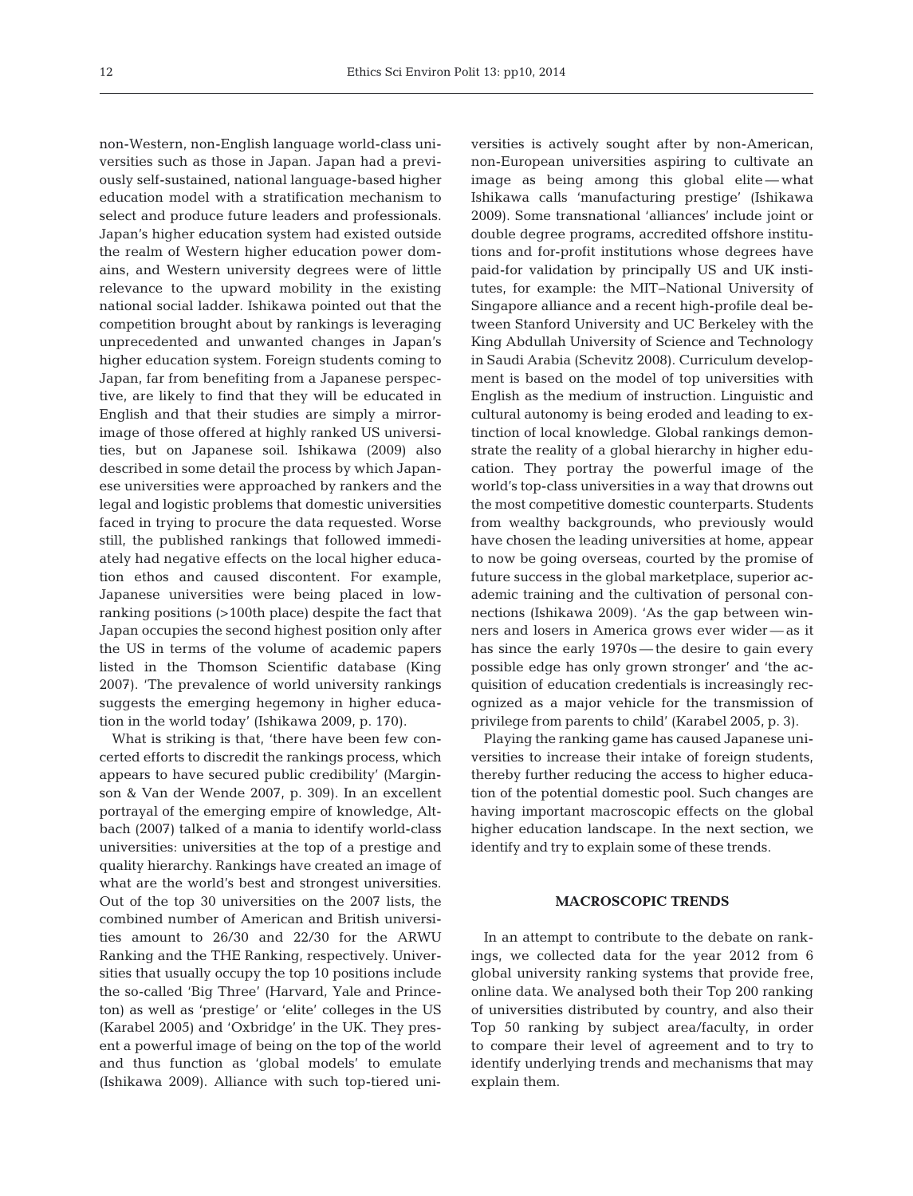non-Western, non-English language world-class universities such as those in Japan. Japan had a previously self-sustained, national language-based higher education model with a stratification mechanism to select and produce future leaders and professionals. Japan's higher education system had existed outside the realm of Western higher education power domains, and Western university degrees were of little relevance to the upward mobility in the existing national social ladder. Ishikawa pointed out that the competition brought about by rankings is leveraging unprecedented and unwanted changes in Japan's higher education system. Foreign students coming to Japan, far from benefiting from a Japanese perspective, are likely to find that they will be educated in English and that their studies are simply a mirror-image of those offered at highly ranked US universities, but on Japanese soil. Ishikawa (2009) also described in some detail the process by which Japanese universities were approached by rankers and the legal and logistic problems that domestic universities faced in trying to procure the data requested. Worse still, the published rankings that followed immediately had negative effects on the local higher education ethos and caused discontent. For example, Japanese universities were being placed in low-ranking positions (>100th place) despite the fact that Japan occupies the second highest position only after the US in terms of the volume of academic papers listed in the Thomson Scientific database (King 2007). 'The prevalence of world university rankings suggests the emerging hegemony in higher education in the world today' (Ishikawa 2009, p. 170).

What is striking is that, 'there have been few concerted efforts to discredit the rankings process, which appears to have secured public credibility' (Marginson & Van der Wende 2007, p. 309). In an excellent portrayal of the emerging empire of knowledge, Altbach (2007) talked of a mania to identify world-class universities: universities at the top of a prestige and quality hierarchy. Rankings have created an image of what are the world's best and strongest universities. Out of the top 30 universities on the 2007 lists, the combined number of American and British universities amount to 26/30 and 22/30 for the ARWU Ranking and the THE Ranking, respectively. Universities that usually occupy the top 10 positions include the so-called 'Big Three' (Harvard, Yale and Princeton) as well as 'prestige' or 'elite' colleges in the US (Karabel 2005) and 'Oxbridge' in the UK. They present a powerful image of being on the top of the world and thus function as 'global models' to emulate (Ishikawa 2009). Alliance with such top-tiered universities is actively sought after by non-American, non-European universities aspiring to cultivate an image as being among this global elite — what Ishikawa calls 'manufacturing prestige' (Ishikawa 2009). Some transnational 'alliances' include joint or double degree programs, accredited offshore institutions and for-profit institutions whose degrees have paid-for validation by principally US and UK institutes, for example: the MIT–National University of Singapore alliance and a recent high-profile deal between Stanford University and UC Berkeley with the King Abdullah University of Science and Technology in Saudi Arabia (Schevitz 2008). Curriculum development is based on the model of top universities with English as the medium of instruction. Linguistic and cultural autonomy is being eroded and leading to extinction of local knowledge. Global rankings demonstrate the reality of a global hierarchy in higher education. They portray the powerful image of the world's top-class universities in a way that drowns out the most competitive domestic counterparts. Students from wealthy backgrounds, who previously would have chosen the leading universities at home, appear to now be going overseas, courted by the promise of future success in the global marketplace, superior academic training and the cultivation of personal connections (Ishikawa 2009). 'As the gap between winners and losers in America grows ever wider — as it has since the early 1970s — the desire to gain every possible edge has only grown stronger' and 'the acquisition of education credentials is increasingly recognized as a major vehicle for the transmission of privilege from parents to child' (Karabel 2005, p. 3).

Playing the ranking game has caused Japanese universities to increase their intake of foreign students, thereby further reducing the access to higher education of the potential domestic pool. Such changes are having important macroscopic effects on the global higher education landscape. In the next section, we identify and try to explain some of these trends.

## MACROSCOPIC TRENDS

In an attempt to contribute to the debate on rankings, we collected data for the year 2012 from 6 global university ranking systems that provide free, online data. We analysed both their Top 200 ranking of universities distributed by country, and also their Top 50 ranking by subject area/faculty, in order to compare their level of agreement and to try to identify underlying trends and mechanisms that may explain them.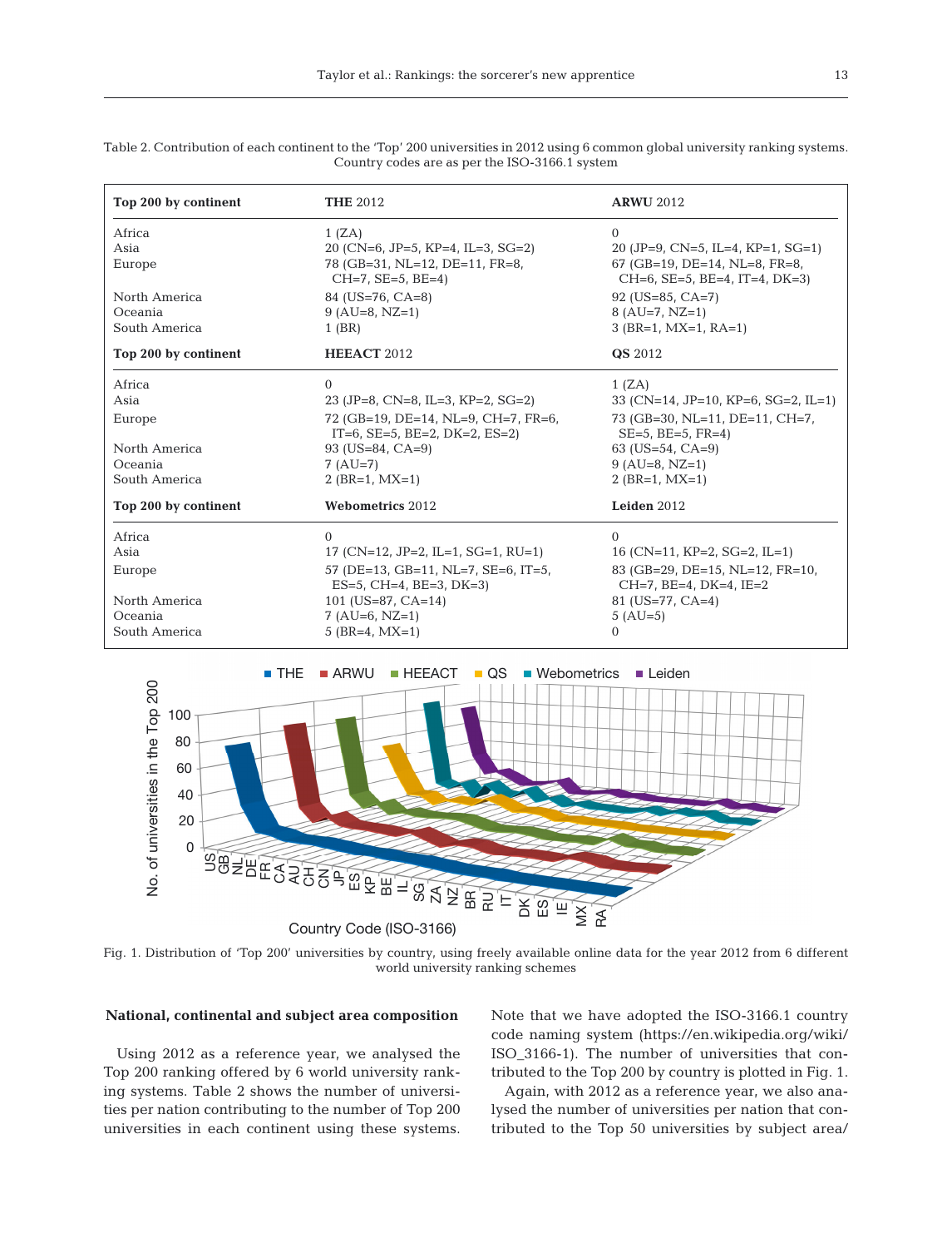Table 2. Contribution of each continent to the 'Top' 200 universities in 2012 using 6 common global university ranking systems. Country codes are as per the ISO-3166.1 system

| Top 200 by continent | THE 2012 | ARWU 2012 |
|---|---|---|
| Africa | 1 (ZA) | 0 |
| Asia | 20 (CN=6, JP=5, KP=4, IL=3, SG=2) | 20 (JP=9, CN=5, IL=4, KP=1, SG=1) |
| Europe | 78 (GB=31, NL=12, DE=11, FR=8, CH=7, SE=5, BE=4) | 67 (GB=19, DE=14, NL=8, FR=8, CH=6, SE=5, BE=4, IT=4, DK=3) |
| North America | 84 (US=76, CA=8) | 92 (US=85, CA=7) |
| Oceania | 9 (AU=8, NZ=1) | 8 (AU=7, NZ=1) |
| South America | 1 (BR) | 3 (BR=1, MX=1, RA=1) |
| **Top 200 by continent** | **HEEACT 2012** | **QS 2012** |
| Africa | 0 | 1 (ZA) |
| Asia | 23 (JP=8, CN=8, IL=3, KP=2, SG=2) | 33 (CN=14, JP=10, KP=6, SG=2, IL=1) |
| Europe | 72 (GB=19, DE=14, NL=9, CH=7, FR=6, IT=6, SE=5, BE=2, DK=2, ES=2) | 73 (GB=30, NL=11, DE=11, CH=7, SE=5, BE=5, FR=4) |
| North America | 93 (US=84, CA=9) | 63 (US=54, CA=9) |
| Oceania | 7 (AU=7) | 9 (AU=8, NZ=1) |
| South America | 2 (BR=1, MX=1) | 2 (BR=1, MX=1) |
| **Top 200 by continent** | **Webometrics 2012** | **Leiden 2012** |
| Africa | 0 | 0 |
| Asia | 17 (CN=12, JP=2, IL=1, SG=1, RU=1) | 16 (CN=11, KP=2, SG=2, IL=1) |
| Europe | 57 (DE=13, GB=11, NL=7, SE=6, IT=5, ES=5, CH=4, BE=3, DK=3) | 83 (GB=29, DE=15, NL=12, FR=10, CH=7, BE=4, DK=4, IE=2 |
| North America | 101 (US=87, CA=14) | 81 (US=77, CA=4) |
| Oceania | 7 (AU=6, NZ=1) | 5 (AU=5) |
| South America | 5 (BR=4, MX=1) | 0 |

Fig. 1. Distribution of 'Top 200' universities by country, using freely available online data for the year 2012 from 6 different world university ranking schemes

## National, continental and subject area composition

Using 2012 as a reference year, we analysed the Top 200 ranking offered by 6 world university ranking systems. Table 2 shows the number of universities per nation contributing to the number of Top 200 universities in each continent using these systems. Note that we have adopted the ISO-3166.1 country code naming system (https://en.wikipedia.org/wiki/ISO_3166-1). The number of universities that contributed to the Top 200 by country is plotted in Fig. 1.

Again, with 2012 as a reference year, we also analysed the number of universities per nation that contributed to the Top 50 universities by subject area/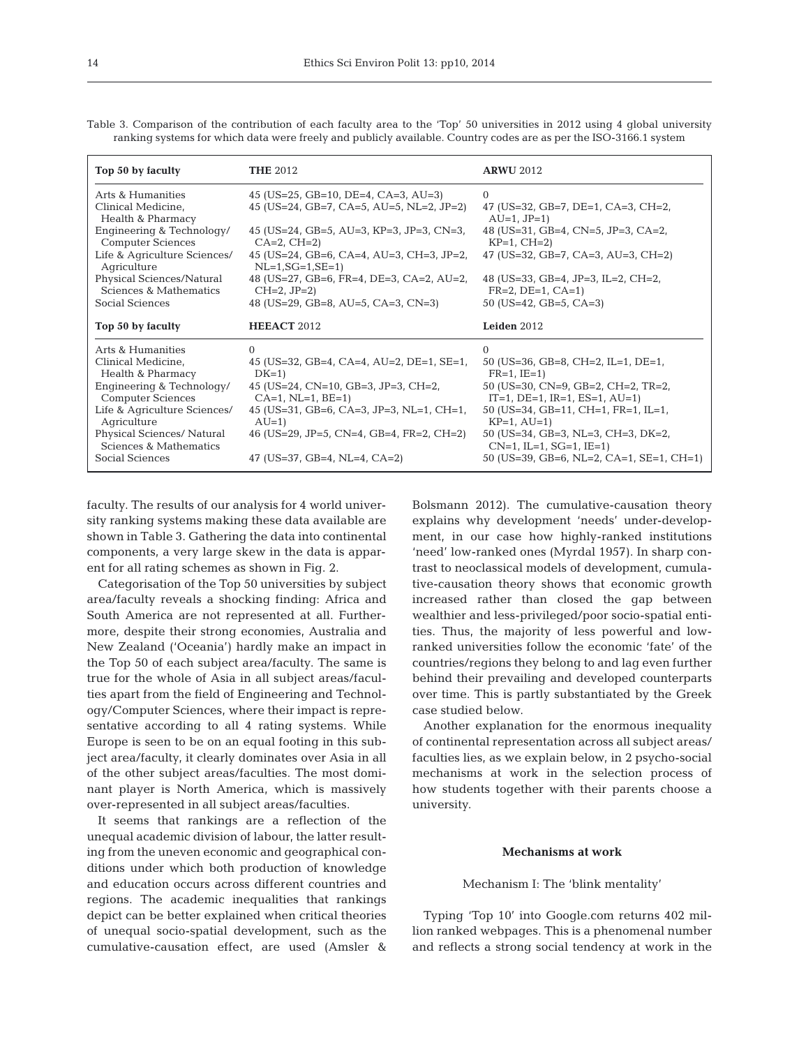Table 3. Comparison of the contribution of each faculty area to the 'Top' 50 universities in 2012 using 4 global university ranking systems for which data were freely and publicly available. Country codes are as per the ISO-3166.1 system

| Top 50 by faculty | THE 2012 | ARWU 2012 |
|---|---|---|
| Arts & Humanities | 45 (US=25, GB=10, DE=4, CA=3, AU=3) | 0 |
| Clinical Medicine, Health & Pharmacy | 45 (US=24, GB=7, CA=5, AU=5, NL=2, JP=2) | 47 (US=32, GB=7, DE=1, CA=3, CH=2, AU=1, JP=1) |
| Engineering & Technology/ Computer Sciences | 45 (US=24, GB=5, AU=3, KP=3, JP=3, CN=3, CA=2, CH=2) | 48 (US=31, GB=4, CN=5, JP=3, CA=2, KP=1, CH=2) |
| Life & Agriculture Sciences/ Agriculture | 45 (US=24, GB=6, CA=4, AU=3, CH=3, JP=2, NL=1,SG=1,SE=1) | 47 (US=32, GB=7, CA=3, AU=3, CH=2) |
| Physical Sciences/Natural Sciences & Mathematics | 48 (US=27, GB=6, FR=4, DE=3, CA=2, AU=2, CH=2, JP=2) | 48 (US=33, GB=4, JP=3, IL=2, CH=2, FR=2, DE=1, CA=1) |
| Social Sciences | 48 (US=29, GB=8, AU=5, CA=3, CN=3) | 50 (US=42, GB=5, CA=3) |
| **Top 50 by faculty** | **HEEACT 2012** | **Leiden 2012** |
| Arts & Humanities | 0 | 0 |
| Clinical Medicine, Health & Pharmacy | 45 (US=32, GB=4, CA=4, AU=2, DE=1, SE=1, DK=1) | 50 (US=36, GB=8, CH=2, IL=1, DE=1, FR=1, IE=1) |
| Engineering & Technology/ Computer Sciences | 45 (US=24, CN=10, GB=3, JP=3, CH=2, CA=1, NL=1, BE=1) | 50 (US=30, CN=9, GB=2, CH=2, TR=2, IT=1, DE=1, IR=1, ES=1, AU=1) |
| Life & Agriculture Sciences/ Agriculture | 45 (US=31, GB=6, CA=3, JP=3, NL=1, CH=1, AU=1) | 50 (US=34, GB=11, CH=1, FR=1, IL=1, KP=1, AU=1) |
| Physical Sciences/ Natural Sciences & Mathematics | 46 (US=29, JP=5, CN=4, GB=4, FR=2, CH=2) | 50 (US=34, GB=3, NL=3, CH=3, DK=2, CN=1, IL=1, SG=1, IE=1) |
| Social Sciences | 47 (US=37, GB=4, NL=4, CA=2) | 50 (US=39, GB=6, NL=2, CA=1, SE=1, CH=1) |

faculty. The results of our analysis for 4 world university ranking systems making these data available are shown in Table 3. Gathering the data into continental components, a very large skew in the data is apparent for all rating schemes as shown in Fig. 2.

Categorisation of the Top 50 universities by subject area/faculty reveals a shocking finding: Africa and South America are not represented at all. Furthermore, despite their strong economies, Australia and New Zealand ('Oceania') hardly make an impact in the Top 50 of each subject area/faculty. The same is true for the whole of Asia in all subject areas/faculties apart from the field of Engineering and Technology/Computer Sciences, where their impact is representative according to all 4 rating systems. While Europe is seen to be on an equal footing in this subject area/faculty, it clearly dominates over Asia in all of the other subject areas/faculties. The most dominant player is North America, which is massively over-represented in all subject areas/faculties.

It seems that rankings are a reflection of the unequal academic division of labour, the latter resulting from the uneven economic and geographical conditions under which both production of knowledge and education occurs across different countries and regions. The academic inequalities that rankings depict can be better explained when critical theories of unequal socio-spatial development, such as the cumulative-causation effect, are used (Amsler & Bolsmann 2012). The cumulative-causation theory explains why development 'needs' under-development, in our case how highly-ranked institutions 'need' low-ranked ones (Myrdal 1957). In sharp contrast to neoclassical models of development, cumulative-causation theory shows that economic growth increased rather than closed the gap between wealthier and less-privileged/poor socio-spatial entities. Thus, the majority of less powerful and low-ranked universities follow the economic 'fate' of the countries/regions they belong to and lag even further behind their prevailing and developed counterparts over time. This is partly substantiated by the Greek case studied below.

Another explanation for the enormous inequality of continental representation across all subject areas/faculties lies, as we explain below, in 2 psycho-social mechanisms at work in the selection process of how students together with their parents choose a university.

## Mechanisms at work

### Mechanism I: The 'blink mentality'

Typing 'Top 10' into Google.com returns 402 million ranked webpages. This is a phenomenal number and reflects a strong social tendency at work in the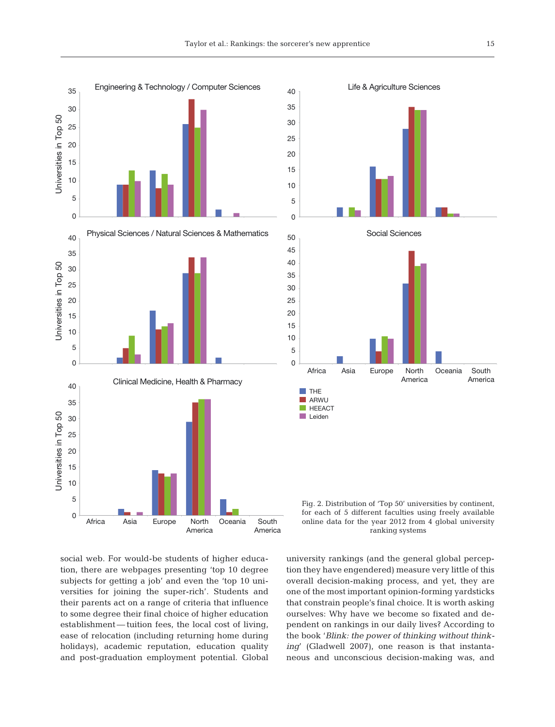Fig. 2. Distribution of 'Top 50' universities by continent, for each of 5 different faculties using freely available online data for the year 2012 from 4 global university ranking systems

social web. For would-be students of higher education, there are webpages presenting 'top 10 degree subjects for getting a job' and even the 'top 10 universities for joining the super-rich'. Students and their parents act on a range of criteria that influence to some degree their final choice of higher education establishment — tuition fees, the local cost of living, ease of relocation (including returning home during holidays), academic reputation, education quality and post-graduation employment potential. Global university rankings (and the general global perception they have engendered) measure very little of this overall decision-making process, and yet, they are one of the most important opinion-forming yardsticks that constrain people's final choice. It is worth asking ourselves: Why have we become so fixated and dependent on rankings in our daily lives? According to the book '*Blink: the power of thinking without thinking*' (Gladwell 2007), one reason is that instantaneous and unconscious decision-making was, and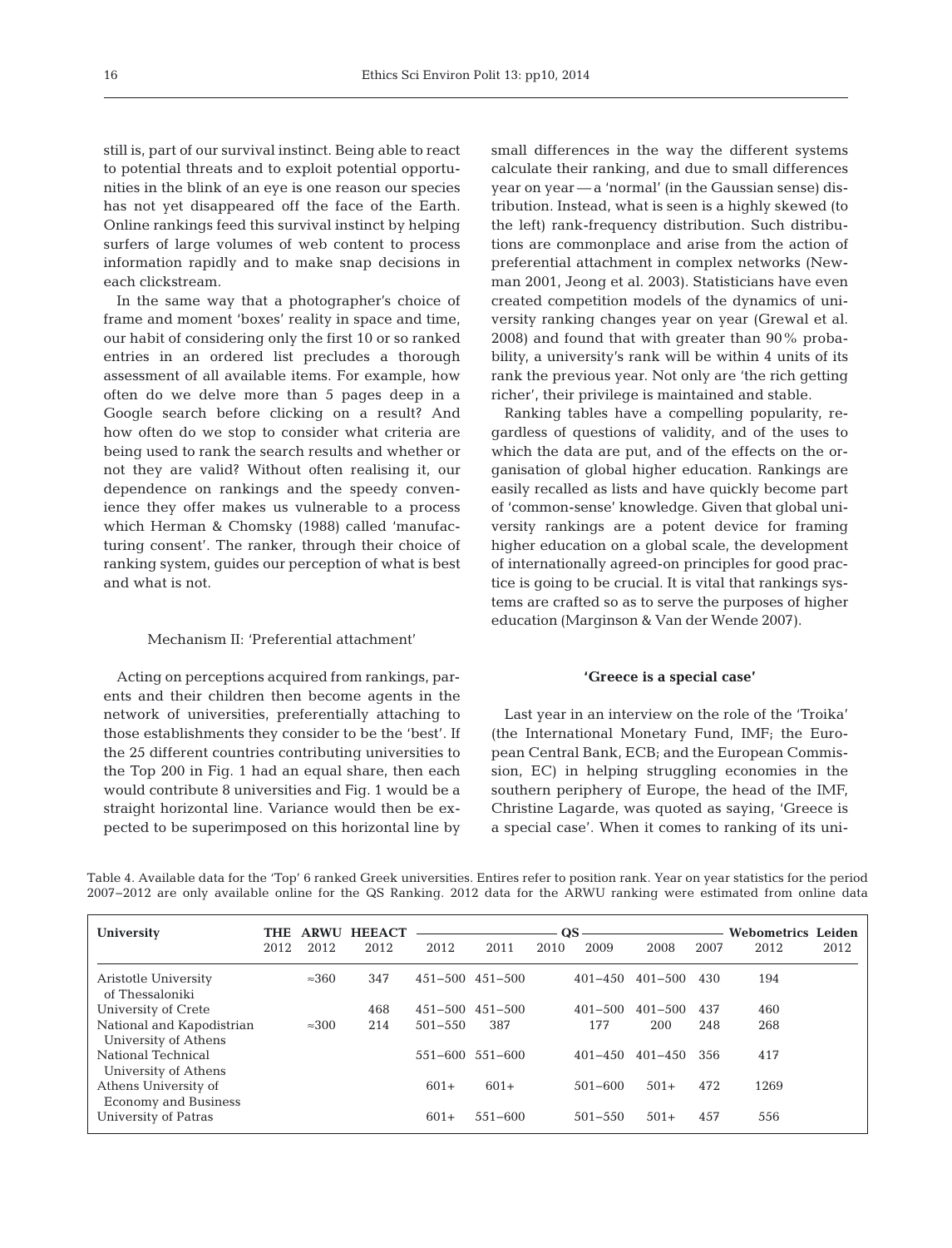still is, part of our survival instinct. Being able to react to potential threats and to exploit potential opportunities in the blink of an eye is one reason our species has not yet disappeared off the face of the Earth. Online rankings feed this survival instinct by helping surfers of large volumes of web content to process information rapidly and to make snap decisions in each clickstream.

In the same way that a photographer's choice of frame and moment 'boxes' reality in space and time, our habit of considering only the first 10 or so ranked entries in an ordered list precludes a thorough assessment of all available items. For example, how often do we delve more than 5 pages deep in a Google search before clicking on a result? And how often do we stop to consider what criteria are being used to rank the search results and whether or not they are valid? Without often realising it, our dependence on rankings and the speedy convenience they offer makes us vulnerable to a process which Herman & Chomsky (1988) called 'manufacturing consent'. The ranker, through their choice of ranking system, guides our perception of what is best and what is not.

### Mechanism II: 'Preferential attachment'

Acting on perceptions acquired from rankings, parents and their children then become agents in the network of universities, preferentially attaching to those establishments they consider to be the 'best'. If the 25 different countries contributing universities to the Top 200 in Fig. 1 had an equal share, then each would contribute 8 universities and Fig. 1 would be a straight horizontal line. Variance would then be expected to be superimposed on this horizontal line by small differences in the way the different systems calculate their ranking, and due to small differences year on year — a 'normal' (in the Gaussian sense) distribution. Instead, what is seen is a highly skewed (to the left) rank-frequency distribution. Such distributions are commonplace and arise from the action of preferential attachment in complex networks (Newman 2001, Jeong et al. 2003). Statisticians have even created competition models of the dynamics of university ranking changes year on year (Grewal et al. 2008) and found that with greater than 90% probability, a university's rank will be within 4 units of its rank the previous year. Not only are 'the rich getting richer', their privilege is maintained and stable.

Ranking tables have a compelling popularity, regardless of questions of validity, and of the uses to which the data are put, and of the effects on the organisation of global higher education. Rankings are easily recalled as lists and have quickly become part of 'common-sense' knowledge. Given that global university rankings are a potent device for framing higher education on a global scale, the development of internationally agreed-on principles for good practice is going to be crucial. It is vital that rankings systems are crafted so as to serve the purposes of higher education (Marginson & Van der Wende 2007).

## 'Greece is a special case'

Last year in an interview on the role of the 'Troika' (the International Monetary Fund, IMF; the European Central Bank, ECB; and the European Commission, EC) in helping struggling economies in the southern periphery of Europe, the head of the IMF, Christine Lagarde, was quoted as saying, 'Greece is a special case'. When it comes to ranking of its uni-

Table 4. Available data for the 'Top' 6 ranked Greek universities. Entires refer to position rank. Year on year statistics for the period 2007–2012 are only available online for the QS Ranking. 2012 data for the ARWU ranking were estimated from online data

| University | THE | ARWU | HEEACT | QS | | | | | | Webometrics | Leiden |
|---|---|---|---|---|---|---|---|---|---|---|---|
| | 2012 | 2012 | 2012 | 2012 | 2011 | 2010 | 2009 | 2008 | 2007 | 2012 | 2012 |
| Aristotle University of Thessaloniki | | ≈360 | 347 | 451–500 | 451–500 | | 401–450 | 401–500 | 430 | 194 | |
| University of Crete | | | 468 | 451–500 | 451–500 | | 401–500 | 401–500 | 437 | 460 | |
| National and Kapodistrian University of Athens | | ≈300 | 214 | 501–550 | 387 | | 177 | 200 | 248 | 268 | |
| National Technical University of Athens | | | | 551–600 | 551–600 | | 401–450 | 401–450 | 356 | 417 | |
| Athens University of Economy and Business | | | | 601+ | 601+ | | 501–600 | 501+ | 472 | 1269 | |
| University of Patras | | | | 601+ | 551–600 | | 501–550 | 501+ | 457 | 556 | |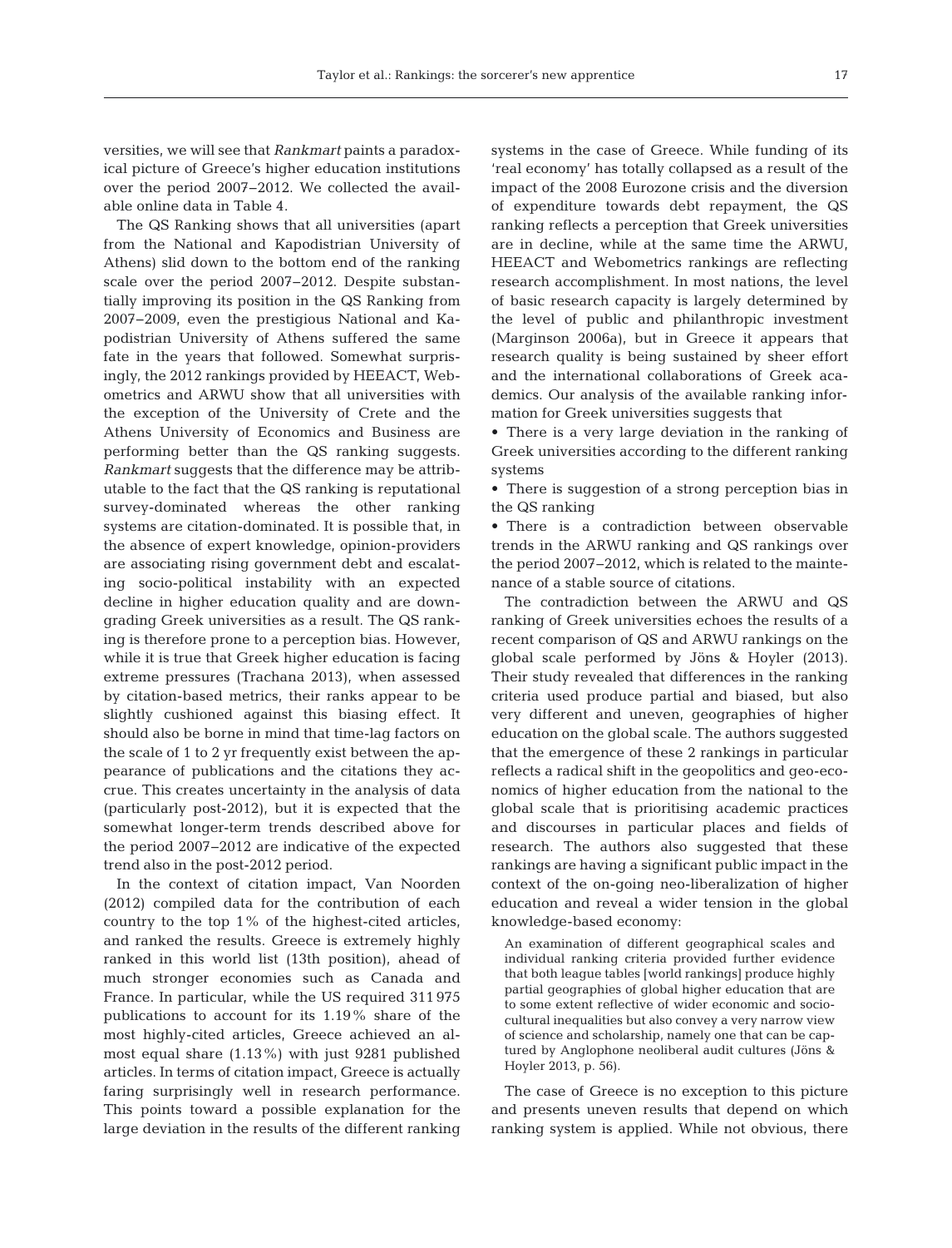versities, we will see that *Rankmart* paints a paradoxical picture of Greece's higher education institutions over the period 2007–2012. We collected the available online data in Table 4.

The QS Ranking shows that all universities (apart from the National and Kapodistrian University of Athens) slid down to the bottom end of the ranking scale over the period 2007–2012. Despite substantially improving its position in the QS Ranking from 2007–2009, even the prestigious National and Kapodistrian University of Athens suffered the same fate in the years that followed. Somewhat surprisingly, the 2012 rankings provided by HEEACT, Webometrics and ARWU show that all universities with the exception of the University of Crete and the Athens University of Economics and Business are performing better than the QS ranking suggests. *Rankmart* suggests that the difference may be attributable to the fact that the QS ranking is reputational survey-dominated whereas the other ranking systems are citation-dominated. It is possible that, in the absence of expert knowledge, opinion-providers are associating rising government debt and escalating socio-political instability with an expected decline in higher education quality and are downgrading Greek universities as a result. The QS ranking is therefore prone to a perception bias. However, while it is true that Greek higher education is facing extreme pressures (Trachana 2013), when assessed by citation-based metrics, their ranks appear to be slightly cushioned against this biasing effect. It should also be borne in mind that time-lag factors on the scale of 1 to 2 yr frequently exist between the appearance of publications and the citations they accrue. This creates uncertainty in the analysis of data (particularly post-2012), but it is expected that the somewhat longer-term trends described above for the period 2007–2012 are indicative of the expected trend also in the post-2012 period.

In the context of citation impact, Van Noorden (2012) compiled data for the contribution of each country to the top 1% of the highest-cited articles, and ranked the results. Greece is extremely highly ranked in this world list (13th position), ahead of much stronger economies such as Canada and France. In particular, while the US required 311 975 publications to account for its 1.19% share of the most highly-cited articles, Greece achieved an almost equal share (1.13%) with just 9281 published articles. In terms of citation impact, Greece is actually faring surprisingly well in research performance. This points toward a possible explanation for the large deviation in the results of the different ranking systems in the case of Greece. While funding of its 'real economy' has totally collapsed as a result of the impact of the 2008 Eurozone crisis and the diversion of expenditure towards debt repayment, the QS ranking reflects a perception that Greek universities are in decline, while at the same time the ARWU, HEEACT and Webometrics rankings are reflecting research accomplishment. In most nations, the level of basic research capacity is largely determined by the level of public and philanthropic investment (Marginson 2006a), but in Greece it appears that research quality is being sustained by sheer effort and the international collaborations of Greek academics. Our analysis of the available ranking information for Greek universities suggests that

- There is a very large deviation in the ranking of Greek universities according to the different ranking systems
- There is suggestion of a strong perception bias in the QS ranking
- There is a contradiction between observable trends in the ARWU ranking and QS rankings over the period 2007–2012, which is related to the maintenance of a stable source of citations.

The contradiction between the ARWU and QS ranking of Greek universities echoes the results of a recent comparison of QS and ARWU rankings on the global scale performed by Jöns & Hoyler (2013). Their study revealed that differences in the ranking criteria used produce partial and biased, but also very different and uneven, geographies of higher education on the global scale. The authors suggested that the emergence of these 2 rankings in particular reflects a radical shift in the geopolitics and geo-economics of higher education from the national to the global scale that is prioritising academic practices and discourses in particular places and fields of research. The authors also suggested that these rankings are having a significant public impact in the context of the on-going neo-liberalization of higher education and reveal a wider tension in the global knowledge-based economy:

> An examination of different geographical scales and individual ranking criteria provided further evidence that both league tables [world rankings] produce highly partial geographies of global higher education that are to some extent reflective of wider economic and socio-cultural inequalities but also convey a very narrow view of science and scholarship, namely one that can be captured by Anglophone neoliberal audit cultures (Jöns & Hoyler 2013, p. 56).

The case of Greece is no exception to this picture and presents uneven results that depend on which ranking system is applied. While not obvious, there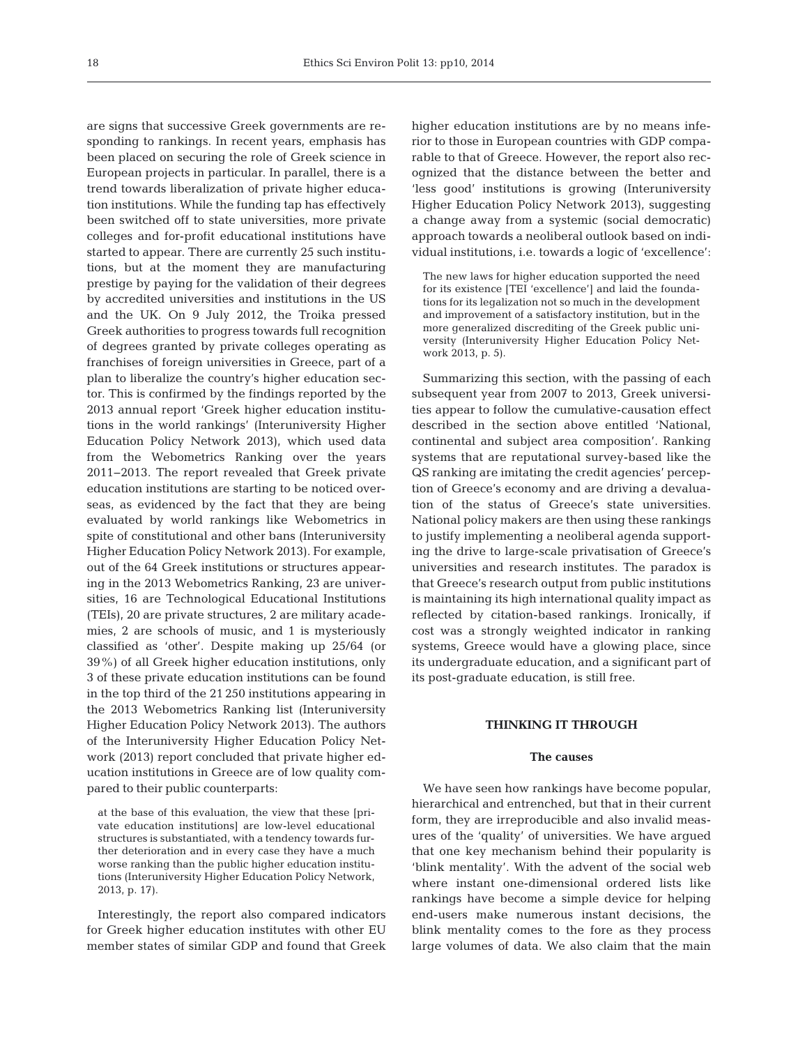are signs that successive Greek governments are responding to rankings. In recent years, emphasis has been placed on securing the role of Greek science in European projects in particular. In parallel, there is a trend towards liberalization of private higher education institutions. While the funding tap has effectively been switched off to state universities, more private colleges and for-profit educational institutions have started to appear. There are currently 25 such institutions, but at the moment they are manufacturing prestige by paying for the validation of their degrees by accredited universities and institutions in the US and the UK. On 9 July 2012, the Troika pressed Greek authorities to progress towards full recognition of degrees granted by private colleges operating as franchises of foreign universities in Greece, part of a plan to liberalize the country's higher education sector. This is confirmed by the findings reported by the 2013 annual report 'Greek higher education institutions in the world rankings' (Interuniversity Higher Education Policy Network 2013), which used data from the Webometrics Ranking over the years 2011–2013. The report revealed that Greek private education institutions are starting to be noticed overseas, as evidenced by the fact that they are being evaluated by world rankings like Webometrics in spite of constitutional and other bans (Interuniversity Higher Education Policy Network 2013). For example, out of the 64 Greek institutions or structures appearing in the 2013 Webometrics Ranking, 23 are universities, 16 are Technological Educational Institutions (TEIs), 20 are private structures, 2 are military academies, 2 are schools of music, and 1 is mysteriously classified as 'other'. Despite making up 25/64 (or 39%) of all Greek higher education institutions, only 3 of these private education institutions can be found in the top third of the 21 250 institutions appearing in the 2013 Webometrics Ranking list (Interuniversity Higher Education Policy Network 2013). The authors of the Interuniversity Higher Education Policy Network (2013) report concluded that private higher education institutions in Greece are of low quality compared to their public counterparts:

> at the base of this evaluation, the view that these [private education institutions] are low-level educational structures is substantiated, with a tendency towards further deterioration and in every case they have a much worse ranking than the public higher education institutions (Interuniversity Higher Education Policy Network, 2013, p. 17).

Interestingly, the report also compared indicators for Greek higher education institutes with other EU member states of similar GDP and found that Greek higher education institutions are by no means inferior to those in European countries with GDP comparable to that of Greece. However, the report also recognized that the distance between the better and 'less good' institutions is growing (Interuniversity Higher Education Policy Network 2013), suggesting a change away from a systemic (social democratic) approach towards a neoliberal outlook based on individual institutions, i.e. towards a logic of 'excellence':

> The new laws for higher education supported the need for its existence [TEI 'excellence'] and laid the foundations for its legalization not so much in the development and improvement of a satisfactory institution, but in the more generalized discrediting of the Greek public university (Interuniversity Higher Education Policy Network 2013, p. 5).

Summarizing this section, with the passing of each subsequent year from 2007 to 2013, Greek universities appear to follow the cumulative-causation effect described in the section above entitled 'National, continental and subject area composition'. Ranking systems that are reputational survey-based like the QS ranking are imitating the credit agencies' perception of Greece's economy and are driving a devaluation of the status of Greece's state universities. National policy makers are then using these rankings to justify implementing a neoliberal agenda supporting the drive to large-scale privatisation of Greece's universities and research institutes. The paradox is that Greece's research output from public institutions is maintaining its high international quality impact as reflected by citation-based rankings. Ironically, if cost was a strongly weighted indicator in ranking systems, Greece would have a glowing place, since its undergraduate education, and a significant part of its post-graduate education, is still free.

## THINKING IT THROUGH

### The causes

We have seen how rankings have become popular, hierarchical and entrenched, but that in their current form, they are irreproducible and also invalid measures of the 'quality' of universities. We have argued that one key mechanism behind their popularity is 'blink mentality'. With the advent of the social web where instant one-dimensional ordered lists like rankings have become a simple device for helping end-users make numerous instant decisions, the blink mentality comes to the fore as they process large volumes of data. We also claim that the main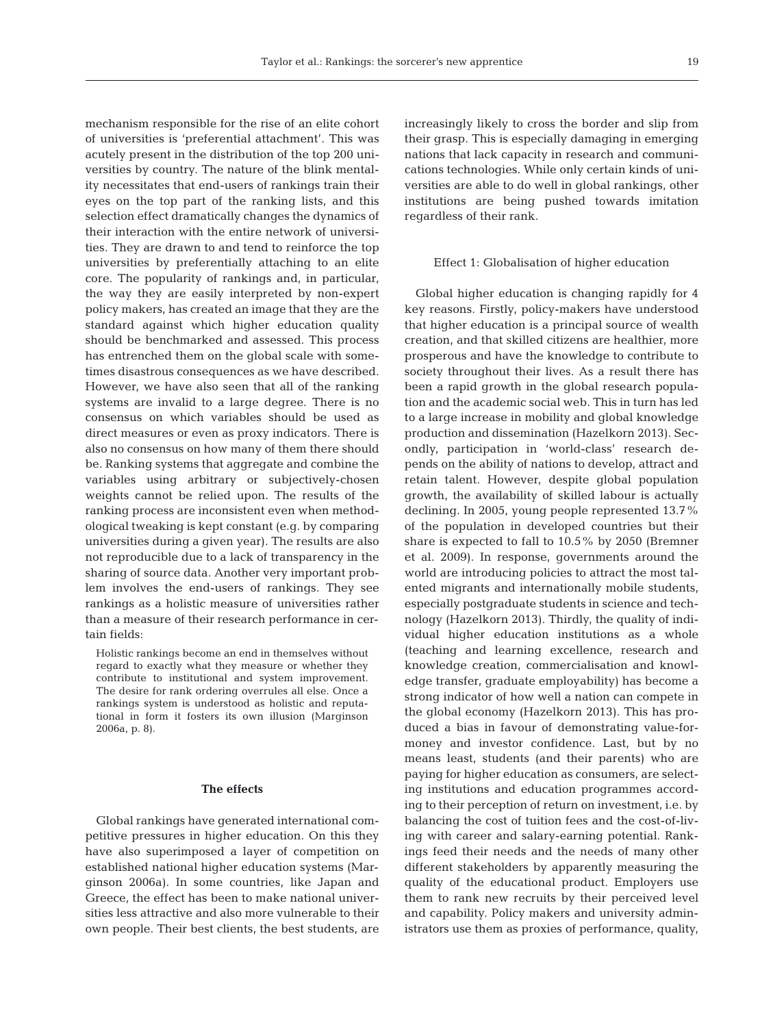mechanism responsible for the rise of an elite cohort of universities is 'preferential attachment'. This was acutely present in the distribution of the top 200 universities by country. The nature of the blink mentality necessitates that end-users of rankings train their eyes on the top part of the ranking lists, and this selection effect dramatically changes the dynamics of their interaction with the entire network of universities. They are drawn to and tend to reinforce the top universities by preferentially attaching to an elite core. The popularity of rankings and, in particular, the way they are easily interpreted by non-expert policy makers, has created an image that they are the standard against which higher education quality should be benchmarked and assessed. This process has entrenched them on the global scale with sometimes disastrous consequences as we have described. However, we have also seen that all of the ranking systems are invalid to a large degree. There is no consensus on which variables should be used as direct measures or even as proxy indicators. There is also no consensus on how many of them there should be. Ranking systems that aggregate and combine the variables using arbitrary or subjectively-chosen weights cannot be relied upon. The results of the ranking process are inconsistent even when methodological tweaking is kept constant (e.g. by comparing universities during a given year). The results are also not reproducible due to a lack of transparency in the sharing of source data. Another very important problem involves the end-users of rankings. They see rankings as a holistic measure of universities rather than a measure of their research performance in certain fields:

> Holistic rankings become an end in themselves without regard to exactly what they measure or whether they contribute to institutional and system improvement. The desire for rank ordering overrules all else. Once a rankings system is understood as holistic and reputational in form it fosters its own illusion (Marginson 2006a, p. 8).

## The effects

Global rankings have generated international competitive pressures in higher education. On this they have also superimposed a layer of competition on established national higher education systems (Marginson 2006a). In some countries, like Japan and Greece, the effect has been to make national universities less attractive and also more vulnerable to their own people. Their best clients, the best students, are increasingly likely to cross the border and slip from their grasp. This is especially damaging in emerging nations that lack capacity in research and communications technologies. While only certain kinds of universities are able to do well in global rankings, other institutions are being pushed towards imitation regardless of their rank.

### Effect 1: Globalisation of higher education

Global higher education is changing rapidly for 4 key reasons. Firstly, policy-makers have understood that higher education is a principal source of wealth creation, and that skilled citizens are healthier, more prosperous and have the knowledge to contribute to society throughout their lives. As a result there has been a rapid growth in the global research population and the academic social web. This in turn has led to a large increase in mobility and global knowledge production and dissemination (Hazelkorn 2013). Secondly, participation in 'world-class' research depends on the ability of nations to develop, attract and retain talent. However, despite global population growth, the availability of skilled labour is actually declining. In 2005, young people represented 13.7% of the population in developed countries but their share is expected to fall to 10.5% by 2050 (Bremner et al. 2009). In response, governments around the world are introducing policies to attract the most talented migrants and internationally mobile students, especially postgraduate students in science and technology (Hazelkorn 2013). Thirdly, the quality of individual higher education institutions as a whole (teaching and learning excellence, research and knowledge creation, commercialisation and knowledge transfer, graduate employability) has become a strong indicator of how well a nation can compete in the global economy (Hazelkorn 2013). This has produced a bias in favour of demonstrating value-for-money and investor confidence. Last, but by no means least, students (and their parents) who are paying for higher education as consumers, are selecting institutions and education programmes according to their perception of return on investment, i.e. by balancing the cost of tuition fees and the cost-of-living with career and salary-earning potential. Rankings feed their needs and the needs of many other different stakeholders by apparently measuring the quality of the educational product. Employers use them to rank new recruits by their perceived level and capability. Policy makers and university administrators use them as proxies of performance, quality,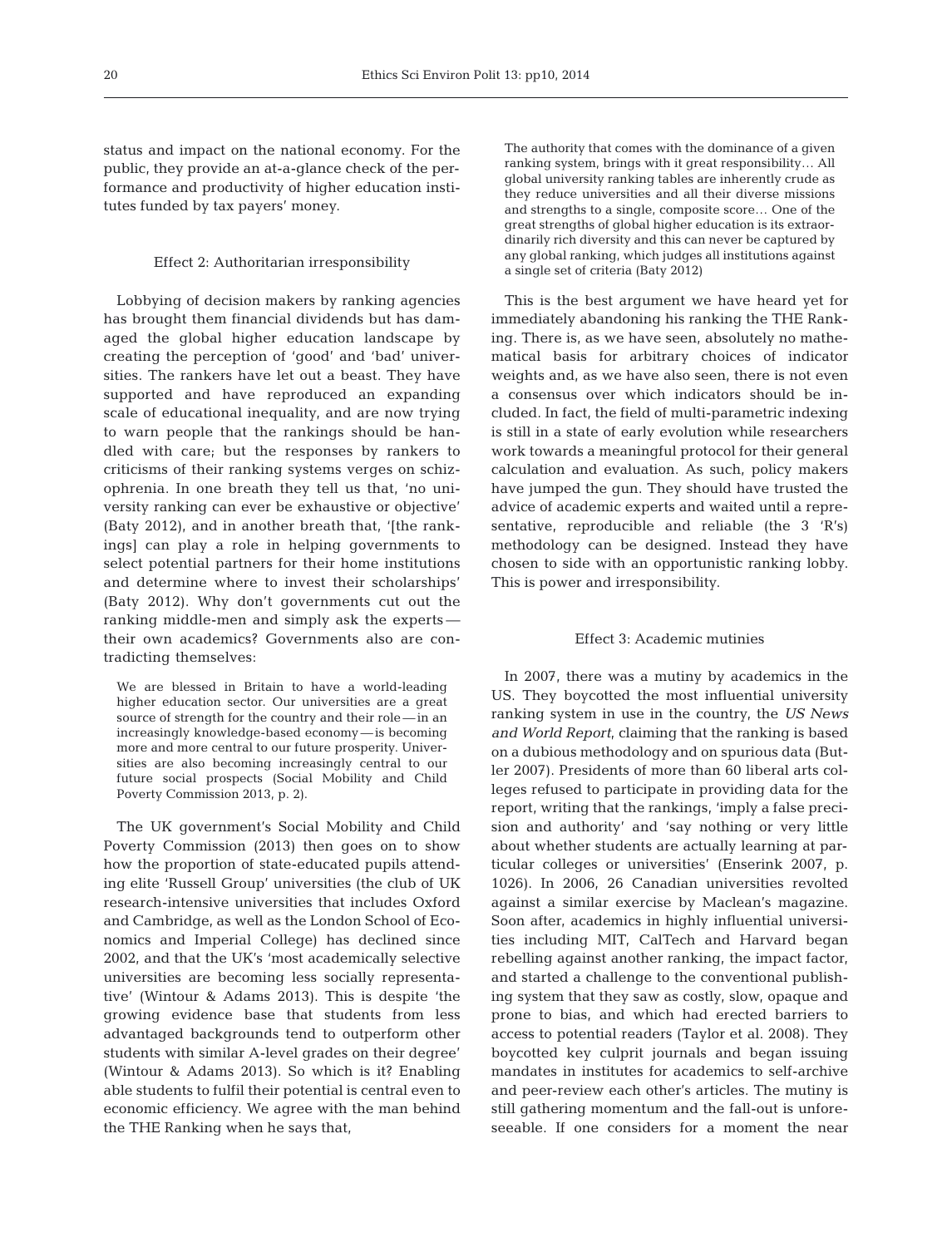status and impact on the national economy. For the public, they provide an at-a-glance check of the performance and productivity of higher education institutes funded by tax payers' money.

### Effect 2: Authoritarian irresponsibility

Lobbying of decision makers by ranking agencies has brought them financial dividends but has damaged the global higher education landscape by creating the perception of 'good' and 'bad' universities. The rankers have let out a beast. They have supported and have reproduced an expanding scale of educational inequality, and are now trying to warn people that the rankings should be handled with care; but the responses by rankers to criticisms of their ranking systems verges on schizophrenia. In one breath they tell us that, 'no university ranking can ever be exhaustive or objective' (Baty 2012), and in another breath that, '[the rankings] can play a role in helping governments to select potential partners for their home institutions and determine where to invest their scholarships' (Baty 2012). Why don't governments cut out the ranking middle-men and simply ask the experts — their own academics? Governments also are contradicting themselves:

> We are blessed in Britain to have a world-leading higher education sector. Our universities are a great source of strength for the country and their role — in an increasingly knowledge-based economy — is becoming more and more central to our future prosperity. Universities are also becoming increasingly central to our future social prospects (Social Mobility and Child Poverty Commission 2013, p. 2).

The UK government's Social Mobility and Child Poverty Commission (2013) then goes on to show how the proportion of state-educated pupils attending elite 'Russell Group' universities (the club of UK research-intensive universities that includes Oxford and Cambridge, as well as the London School of Economics and Imperial College) has declined since 2002, and that the UK's 'most academically selective universities are becoming less socially representative' (Wintour & Adams 2013). This is despite 'the growing evidence base that students from less advantaged backgrounds tend to outperform other students with similar A-level grades on their degree' (Wintour & Adams 2013). So which is it? Enabling able students to fulfil their potential is central even to economic efficiency. We agree with the man behind the THE Ranking when he says that,

> The authority that comes with the dominance of a given ranking system, brings with it great responsibility… All global university ranking tables are inherently crude as they reduce universities and all their diverse missions and strengths to a single, composite score… One of the great strengths of global higher education is its extraordinarily rich diversity and this can never be captured by any global ranking, which judges all institutions against a single set of criteria (Baty 2012)

This is the best argument we have heard yet for immediately abandoning his ranking the THE Ranking. There is, as we have seen, absolutely no mathematical basis for arbitrary choices of indicator weights and, as we have also seen, there is not even a consensus over which indicators should be included. In fact, the field of multi-parametric indexing is still in a state of early evolution while researchers work towards a meaningful protocol for their general calculation and evaluation. As such, policy makers have jumped the gun. They should have trusted the advice of academic experts and waited until a representative, reproducible and reliable (the 3 'R's) methodology can be designed. Instead they have chosen to side with an opportunistic ranking lobby. This is power and irresponsibility.

### Effect 3: Academic mutinies

In 2007, there was a mutiny by academics in the US. They boycotted the most influential university ranking system in use in the country, the *US News and World Report*, claiming that the ranking is based on a dubious methodology and on spurious data (Butler 2007). Presidents of more than 60 liberal arts colleges refused to participate in providing data for the report, writing that the rankings, 'imply a false precision and authority' and 'say nothing or very little about whether students are actually learning at particular colleges or universities' (Enserink 2007, p. 1026). In 2006, 26 Canadian universities revolted against a similar exercise by Maclean's magazine. Soon after, academics in highly influential universities including MIT, CalTech and Harvard began rebelling against another ranking, the impact factor, and started a challenge to the conventional publishing system that they saw as costly, slow, opaque and prone to bias, and which had erected barriers to access to potential readers (Taylor et al. 2008). They boycotted key culprit journals and began issuing mandates in institutes for academics to self-archive and peer-review each other's articles. The mutiny is still gathering momentum and the fall-out is unforeseeable. If one considers for a moment the near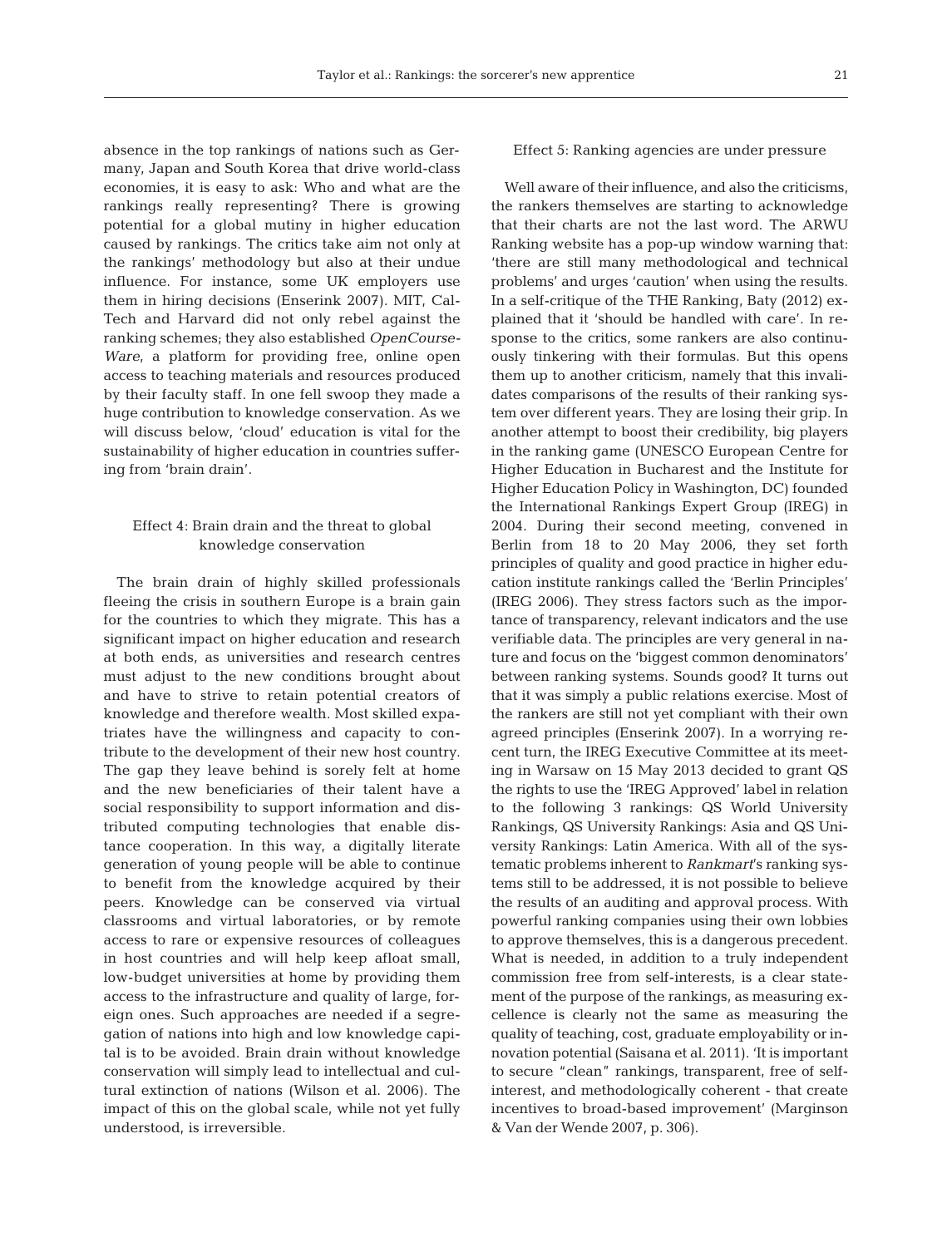absence in the top rankings of nations such as Germany, Japan and South Korea that drive world-class economies, it is easy to ask: Who and what are the rankings really representing? There is growing potential for a global mutiny in higher education caused by rankings. The critics take aim not only at the rankings' methodology but also at their undue influence. For instance, some UK employers use them in hiring decisions (Enserink 2007). MIT, CalTech and Harvard did not only rebel against the ranking schemes; they also established *OpenCourseWare*, a platform for providing free, online open access to teaching materials and resources produced by their faculty staff. In one fell swoop they made a huge contribution to knowledge conservation. As we will discuss below, 'cloud' education is vital for the sustainability of higher education in countries suffering from 'brain drain'.

### Effect 4: Brain drain and the threat to global knowledge conservation

The brain drain of highly skilled professionals fleeing the crisis in southern Europe is a brain gain for the countries to which they migrate. This has a significant impact on higher education and research at both ends, as universities and research centres must adjust to the new conditions brought about and have to strive to retain potential creators of knowledge and therefore wealth. Most skilled expatriates have the willingness and capacity to contribute to the development of their new host country. The gap they leave behind is sorely felt at home and the new beneficiaries of their talent have a social responsibility to support information and distributed computing technologies that enable distance cooperation. In this way, a digitally literate generation of young people will be able to continue to benefit from the knowledge acquired by their peers. Knowledge can be conserved via virtual classrooms and virtual laboratories, or by remote access to rare or expensive resources of colleagues in host countries and will help keep afloat small, low-budget universities at home by providing them access to the infrastructure and quality of large, foreign ones. Such approaches are needed if a segregation of nations into high and low knowledge capital is to be avoided. Brain drain without knowledge conservation will simply lead to intellectual and cultural extinction of nations (Wilson et al. 2006). The impact of this on the global scale, while not yet fully understood, is irreversible.

### Effect 5: Ranking agencies are under pressure

Well aware of their influence, and also the criticisms, the rankers themselves are starting to acknowledge that their charts are not the last word. The ARWU Ranking website has a pop-up window warning that: 'there are still many methodological and technical problems' and urges 'caution' when using the results. In a self-critique of the THE Ranking, Baty (2012) explained that it 'should be handled with care'. In response to the critics, some rankers are also continuously tinkering with their formulas. But this opens them up to another criticism, namely that this invalidates comparisons of the results of their ranking system over different years. They are losing their grip. In another attempt to boost their credibility, big players in the ranking game (UNESCO European Centre for Higher Education in Bucharest and the Institute for Higher Education Policy in Washington, DC) founded the International Rankings Expert Group (IREG) in 2004. During their second meeting, convened in Berlin from 18 to 20 May 2006, they set forth principles of quality and good practice in higher education institute rankings called the 'Berlin Principles' (IREG 2006). They stress factors such as the importance of transparency, relevant indicators and the use verifiable data. The principles are very general in nature and focus on the 'biggest common denominators' between ranking systems. Sounds good? It turns out that it was simply a public relations exercise. Most of the rankers are still not yet compliant with their own agreed principles (Enserink 2007). In a worrying recent turn, the IREG Executive Committee at its meeting in Warsaw on 15 May 2013 decided to grant QS the rights to use the 'IREG Approved' label in relation to the following 3 rankings: QS World University Rankings, QS University Rankings: Asia and QS University Rankings: Latin America. With all of the systematic problems inherent to *Rankmart*'s ranking systems still to be addressed, it is not possible to believe the results of an auditing and approval process. With powerful ranking companies using their own lobbies to approve themselves, this is a dangerous precedent. What is needed, in addition to a truly independent commission free from self-interests, is a clear statement of the purpose of the rankings, as measuring excellence is clearly not the same as measuring the quality of teaching, cost, graduate employability or innovation potential (Saisana et al. 2011). 'It is important to secure "clean" rankings, transparent, free of self-interest, and methodologically coherent - that create incentives to broad-based improvement' (Marginson & Van der Wende 2007, p. 306).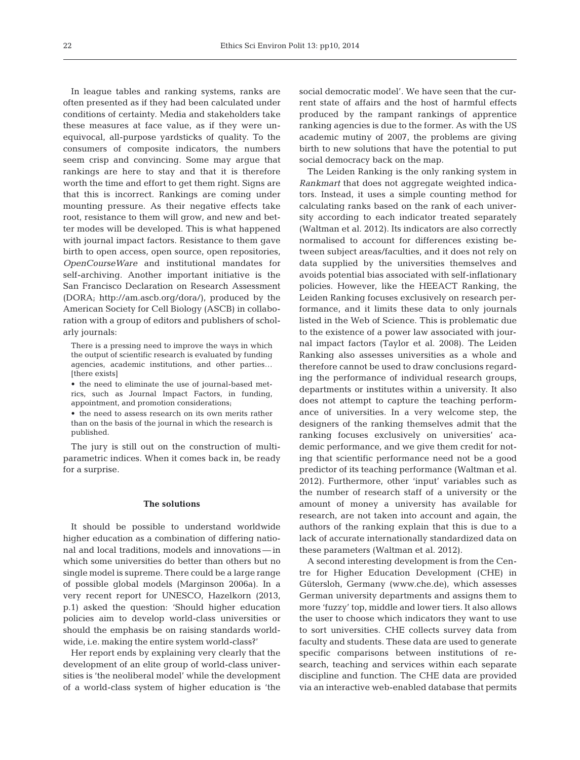In league tables and ranking systems, ranks are often presented as if they had been calculated under conditions of certainty. Media and stakeholders take these measures at face value, as if they were unequivocal, all-purpose yardsticks of quality. To the consumers of composite indicators, the numbers seem crisp and convincing. Some may argue that rankings are here to stay and that it is therefore worth the time and effort to get them right. Signs are that this is incorrect. Rankings are coming under mounting pressure. As their negative effects take root, resistance to them will grow, and new and better modes will be developed. This is what happened with journal impact factors. Resistance to them gave birth to open access, open source, open repositories, *OpenCourseWare* and institutional mandates for self-archiving. Another important initiative is the San Francisco Declaration on Research Assessment (DORA; http://am.ascb.org/dora/), produced by the American Society for Cell Biology (ASCB) in collaboration with a group of editors and publishers of scholarly journals:

> There is a pressing need to improve the ways in which the output of scientific research is evaluated by funding agencies, academic institutions, and other parties… [there exists]
>
> • the need to eliminate the use of journal-based metrics, such as Journal Impact Factors, in funding, appointment, and promotion considerations;
>
> • the need to assess research on its own merits rather than on the basis of the journal in which the research is published.

The jury is still out on the construction of multiparametric indices. When it comes back in, be ready for a surprise.

## The solutions

It should be possible to understand worldwide higher education as a combination of differing national and local traditions, models and innovations — in which some universities do better than others but no single model is supreme. There could be a large range of possible global models (Marginson 2006a). In a very recent report for UNESCO, Hazelkorn (2013, p.1) asked the question: 'Should higher education policies aim to develop world-class universities or should the emphasis be on raising standards worldwide, i.e. making the entire system world-class?'

Her report ends by explaining very clearly that the development of an elite group of world-class universities is 'the neoliberal model' while the development of a world-class system of higher education is 'the social democratic model'. We have seen that the current state of affairs and the host of harmful effects produced by the rampant rankings of apprentice ranking agencies is due to the former. As with the US academic mutiny of 2007, the problems are giving birth to new solutions that have the potential to put social democracy back on the map.

The Leiden Ranking is the only ranking system in *Rankmart* that does not aggregate weighted indicators. Instead, it uses a simple counting method for calculating ranks based on the rank of each university according to each indicator treated separately (Waltman et al. 2012). Its indicators are also correctly normalised to account for differences existing between subject areas/faculties, and it does not rely on data supplied by the universities themselves and avoids potential bias associated with self-inflationary policies. However, like the HEEACT Ranking, the Leiden Ranking focuses exclusively on research performance, and it limits these data to only journals listed in the Web of Science. This is problematic due to the existence of a power law associated with journal impact factors (Taylor et al. 2008). The Leiden Ranking also assesses universities as a whole and therefore cannot be used to draw conclusions regarding the performance of individual research groups, departments or institutes within a university. It also does not attempt to capture the teaching performance of universities. In a very welcome step, the designers of the ranking themselves admit that the ranking focuses exclusively on universities' academic performance, and we give them credit for noting that scientific performance need not be a good predictor of its teaching performance (Waltman et al. 2012). Furthermore, other 'input' variables such as the number of research staff of a university or the amount of money a university has available for research, are not taken into account and again, the authors of the ranking explain that this is due to a lack of accurate internationally standardized data on these parameters (Waltman et al. 2012).

A second interesting development is from the Centre for Higher Education Development (CHE) in Gütersloh, Germany (www.che.de), which assesses German university departments and assigns them to more 'fuzzy' top, middle and lower tiers. It also allows the user to choose which indicators they want to use to sort universities. CHE collects survey data from faculty and students. These data are used to generate specific comparisons between institutions of research, teaching and services within each separate discipline and function. The CHE data are provided via an interactive web-enabled database that permits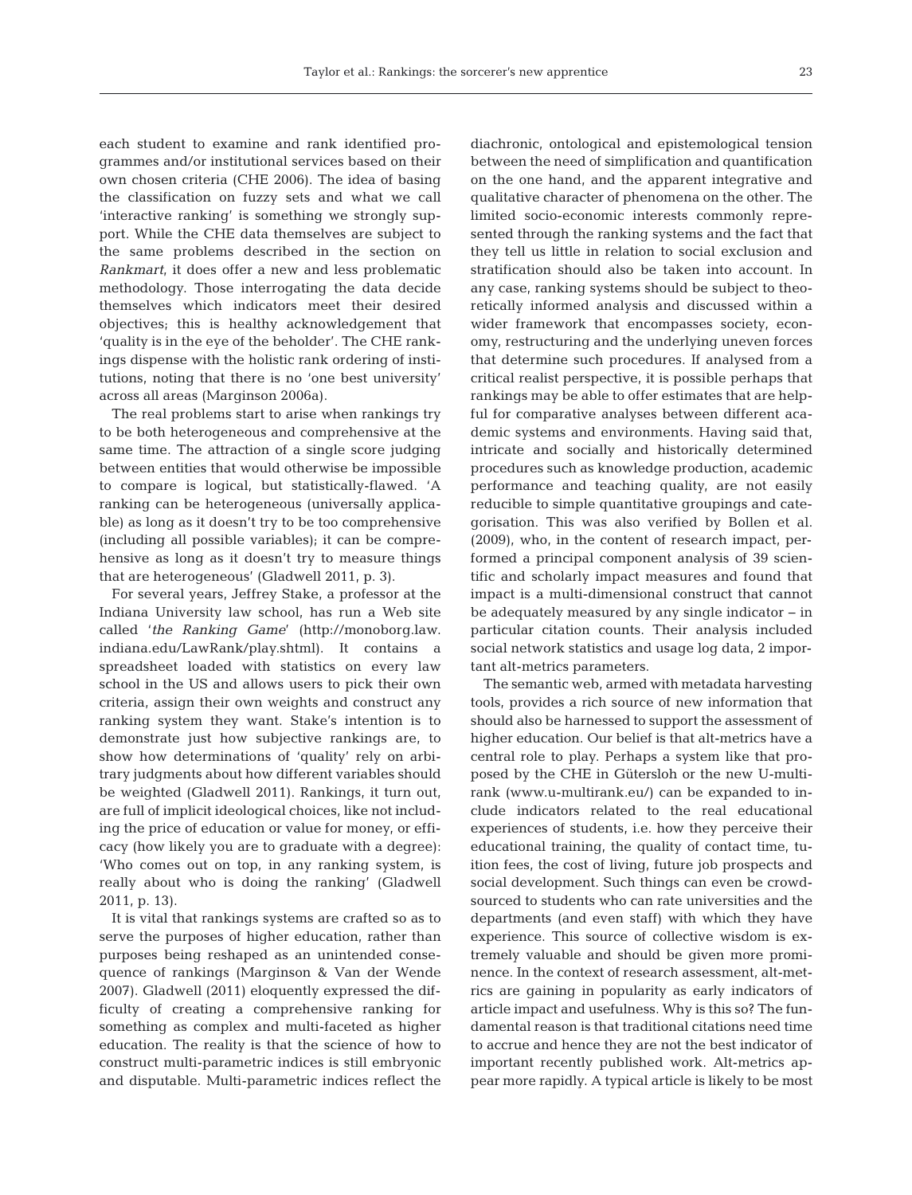each student to examine and rank identified programmes and/or institutional services based on their own chosen criteria (CHE 2006). The idea of basing the classification on fuzzy sets and what we call 'interactive ranking' is something we strongly support. While the CHE data themselves are subject to the same problems described in the section on *Rankmart*, it does offer a new and less problematic methodology. Those interrogating the data decide themselves which indicators meet their desired objectives; this is healthy acknowledgement that 'quality is in the eye of the beholder'. The CHE rankings dispense with the holistic rank ordering of institutions, noting that there is no 'one best university' across all areas (Marginson 2006a).

The real problems start to arise when rankings try to be both heterogeneous and comprehensive at the same time. The attraction of a single score judging between entities that would otherwise be impossible to compare is logical, but statistically-flawed. 'A ranking can be heterogeneous (universally applicable) as long as it doesn't try to be too comprehensive (including all possible variables); it can be comprehensive as long as it doesn't try to measure things that are heterogeneous' (Gladwell 2011, p. 3).

For several years, Jeffrey Stake, a professor at the Indiana University law school, has run a Web site called '*the Ranking Game*' (http://monoborg.law.indiana.edu/LawRank/play.shtml). It contains a spreadsheet loaded with statistics on every law school in the US and allows users to pick their own criteria, assign their own weights and construct any ranking system they want. Stake's intention is to demonstrate just how subjective rankings are, to show how determinations of 'quality' rely on arbitrary judgments about how different variables should be weighted (Gladwell 2011). Rankings, it turn out, are full of implicit ideological choices, like not including the price of education or value for money, or efficacy (how likely you are to graduate with a degree): 'Who comes out on top, in any ranking system, is really about who is doing the ranking' (Gladwell 2011, p. 13).

It is vital that rankings systems are crafted so as to serve the purposes of higher education, rather than purposes being reshaped as an unintended consequence of rankings (Marginson & Van der Wende 2007). Gladwell (2011) eloquently expressed the difficulty of creating a comprehensive ranking for something as complex and multi-faceted as higher education. The reality is that the science of how to construct multi-parametric indices is still embryonic and disputable. Multi-parametric indices reflect the diachronic, ontological and epistemological tension between the need of simplification and quantification on the one hand, and the apparent integrative and qualitative character of phenomena on the other. The limited socio-economic interests commonly represented through the ranking systems and the fact that they tell us little in relation to social exclusion and stratification should also be taken into account. In any case, ranking systems should be subject to theoretically informed analysis and discussed within a wider framework that encompasses society, economy, restructuring and the underlying uneven forces that determine such procedures. If analysed from a critical realist perspective, it is possible perhaps that rankings may be able to offer estimates that are helpful for comparative analyses between different academic systems and environments. Having said that, intricate and socially and historically determined procedures such as knowledge production, academic performance and teaching quality, are not easily reducible to simple quantitative groupings and categorisation. This was also verified by Bollen et al. (2009), who, in the content of research impact, performed a principal component analysis of 39 scientific and scholarly impact measures and found that impact is a multi-dimensional construct that cannot be adequately measured by any single indicator – in particular citation counts. Their analysis included social network statistics and usage log data, 2 important alt-metrics parameters.

The semantic web, armed with metadata harvesting tools, provides a rich source of new information that should also be harnessed to support the assessment of higher education. Our belief is that alt-metrics have a central role to play. Perhaps a system like that proposed by the CHE in Gütersloh or the new U-multirank (www.u-multirank.eu/) can be expanded to include indicators related to the real educational experiences of students, i.e. how they perceive their educational training, the quality of contact time, tuition fees, the cost of living, future job prospects and social development. Such things can even be crowd-sourced to students who can rate universities and the departments (and even staff) with which they have experience. This source of collective wisdom is extremely valuable and should be given more prominence. In the context of research assessment, alt-metrics are gaining in popularity as early indicators of article impact and usefulness. Why is this so? The fundamental reason is that traditional citations need time to accrue and hence they are not the best indicator of important recently published work. Alt-metrics appear more rapidly. A typical article is likely to be most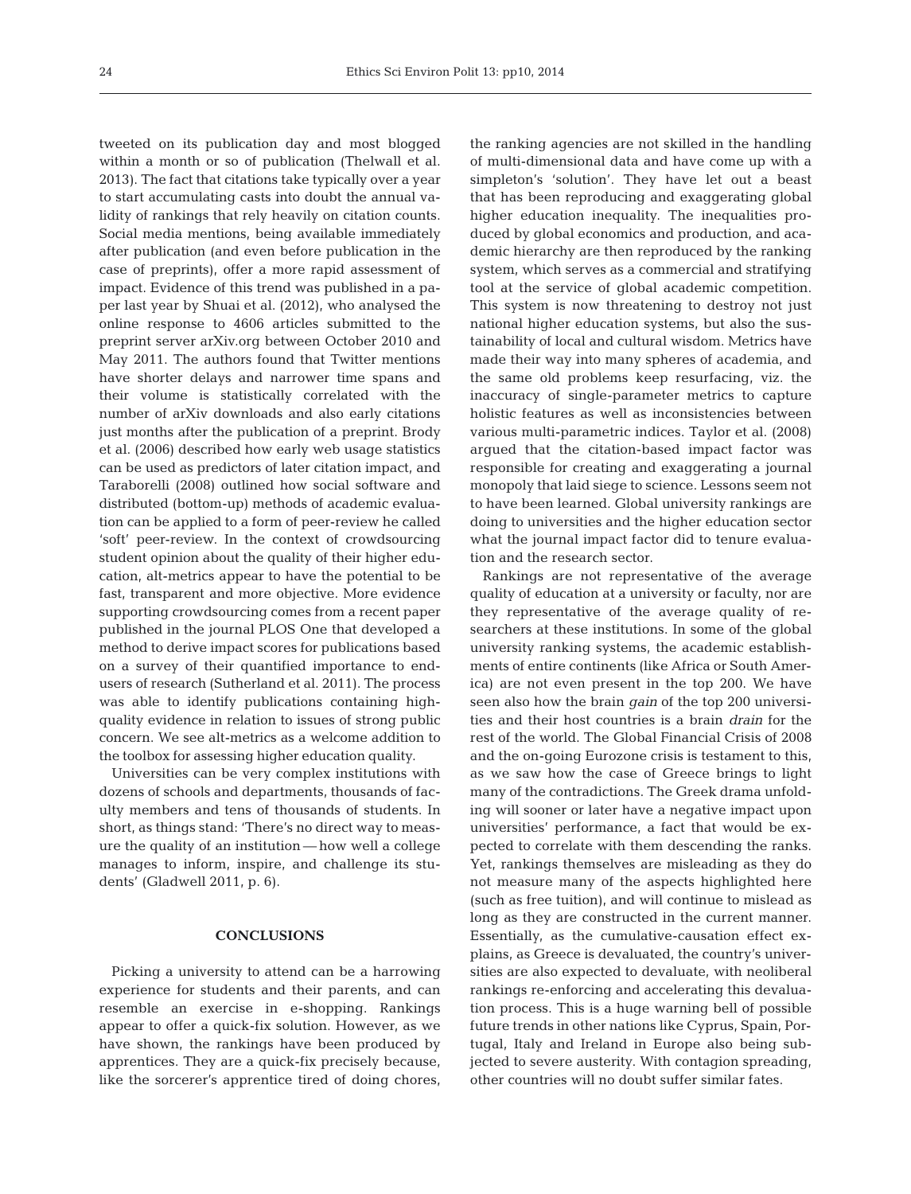tweeted on its publication day and most blogged within a month or so of publication (Thelwall et al. 2013). The fact that citations take typically over a year to start accumulating casts into doubt the annual validity of rankings that rely heavily on citation counts. Social media mentions, being available immediately after publication (and even before publication in the case of preprints), offer a more rapid assessment of impact. Evidence of this trend was published in a paper last year by Shuai et al. (2012), who analysed the online response to 4606 articles submitted to the preprint server arXiv.org between October 2010 and May 2011. The authors found that Twitter mentions have shorter delays and narrower time spans and their volume is statistically correlated with the number of arXiv downloads and also early citations just months after the publication of a preprint. Brody et al. (2006) described how early web usage statistics can be used as predictors of later citation impact, and Taraborelli (2008) outlined how social software and distributed (bottom-up) methods of academic evaluation can be applied to a form of peer-review he called 'soft' peer-review. In the context of crowdsourcing student opinion about the quality of their higher education, alt-metrics appear to have the potential to be fast, transparent and more objective. More evidence supporting crowdsourcing comes from a recent paper published in the journal PLOS One that developed a method to derive impact scores for publications based on a survey of their quantified importance to end-users of research (Sutherland et al. 2011). The process was able to identify publications containing high-quality evidence in relation to issues of strong public concern. We see alt-metrics as a welcome addition to the toolbox for assessing higher education quality.

Universities can be very complex institutions with dozens of schools and departments, thousands of faculty members and tens of thousands of students. In short, as things stand: 'There's no direct way to measure the quality of an institution — how well a college manages to inform, inspire, and challenge its students' (Gladwell 2011, p. 6).

## CONCLUSIONS

Picking a university to attend can be a harrowing experience for students and their parents, and can resemble an exercise in e-shopping. Rankings appear to offer a quick-fix solution. However, as we have shown, the rankings have been produced by apprentices. They are a quick-fix precisely because, like the sorcerer's apprentice tired of doing chores, the ranking agencies are not skilled in the handling of multi-dimensional data and have come up with a simpleton's 'solution'. They have let out a beast that has been reproducing and exaggerating global higher education inequality. The inequalities produced by global economics and production, and academic hierarchy are then reproduced by the ranking system, which serves as a commercial and stratifying tool at the service of global academic competition. This system is now threatening to destroy not just national higher education systems, but also the sustainability of local and cultural wisdom. Metrics have made their way into many spheres of academia, and the same old problems keep resurfacing, viz. the inaccuracy of single-parameter metrics to capture holistic features as well as inconsistencies between various multi-parametric indices. Taylor et al. (2008) argued that the citation-based impact factor was responsible for creating and exaggerating a journal monopoly that laid siege to science. Lessons seem not to have been learned. Global university rankings are doing to universities and the higher education sector what the journal impact factor did to tenure evaluation and the research sector.

Rankings are not representative of the average quality of education at a university or faculty, nor are they representative of the average quality of researchers at these institutions. In some of the global university ranking systems, the academic establishments of entire continents (like Africa or South America) are not even present in the top 200. We have seen also how the brain *gain* of the top 200 universities and their host countries is a brain *drain* for the rest of the world. The Global Financial Crisis of 2008 and the on-going Eurozone crisis is testament to this, as we saw how the case of Greece brings to light many of the contradictions. The Greek drama unfolding will sooner or later have a negative impact upon universities' performance, a fact that would be expected to correlate with them descending the ranks. Yet, rankings themselves are misleading as they do not measure many of the aspects highlighted here (such as free tuition), and will continue to mislead as long as they are constructed in the current manner. Essentially, as the cumulative-causation effect explains, as Greece is devaluated, the country's universities are also expected to devaluate, with neoliberal rankings re-enforcing and accelerating this devaluation process. This is a huge warning bell of possible future trends in other nations like Cyprus, Spain, Portugal, Italy and Ireland in Europe also being subjected to severe austerity. With contagion spreading, other countries will no doubt suffer similar fates.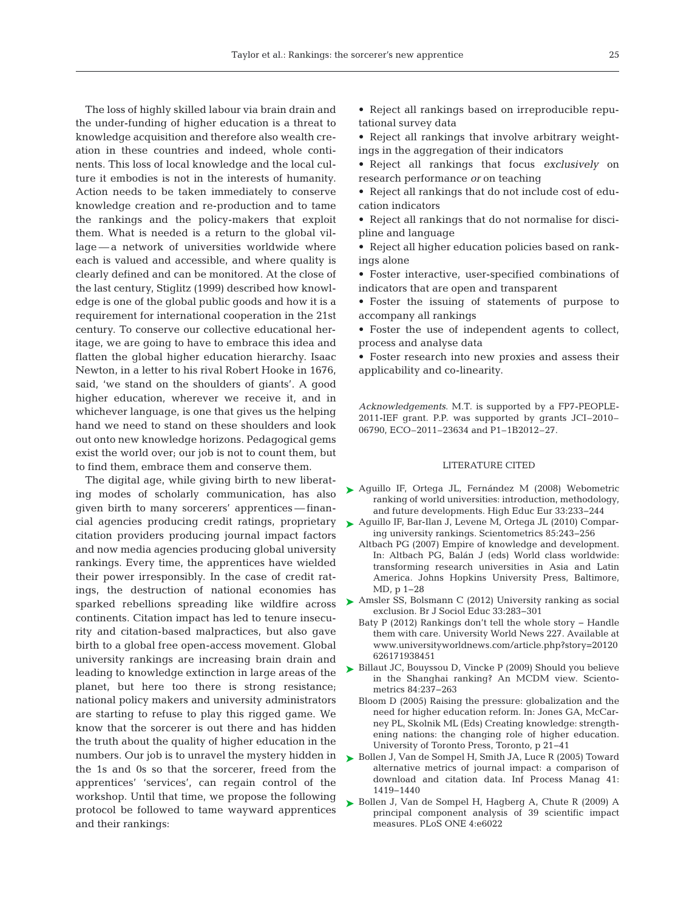The loss of highly skilled labour via brain drain and the under-funding of higher education is a threat to knowledge acquisition and therefore also wealth creation in these countries and indeed, whole continents. This loss of local knowledge and the local culture it embodies is not in the interests of humanity. Action needs to be taken immediately to conserve knowledge creation and re-production and to tame the rankings and the policy-makers that exploit them. What is needed is a return to the global village — a network of universities worldwide where each is valued and accessible, and where quality is clearly defined and can be monitored. At the close of the last century, Stiglitz (1999) described how knowledge is one of the global public goods and how it is a requirement for international cooperation in the 21st century. To conserve our collective educational heritage, we are going to have to embrace this idea and flatten the global higher education hierarchy. Isaac Newton, in a letter to his rival Robert Hooke in 1676, said, 'we stand on the shoulders of giants'. A good higher education, wherever we receive it, and in whichever language, is one that gives us the helping hand we need to stand on these shoulders and look out onto new knowledge horizons. Pedagogical gems exist the world over; our job is not to count them, but to find them, embrace them and conserve them.

The digital age, while giving birth to new liberating modes of scholarly communication, has also given birth to many sorcerers' apprentices — financial agencies producing credit ratings, proprietary citation providers producing journal impact factors and now media agencies producing global university rankings. Every time, the apprentices have wielded their power irresponsibly. In the case of credit ratings, the destruction of national economies has sparked rebellions spreading like wildfire across continents. Citation impact has led to tenure insecurity and citation-based malpractices, but also gave birth to a global free open-access movement. Global university rankings are increasing brain drain and leading to knowledge extinction in large areas of the planet, but here too there is strong resistance; national policy makers and university administrators are starting to refuse to play this rigged game. We know that the sorcerer is out there and has hidden the truth about the quality of higher education in the numbers. Our job is to unravel the mystery hidden in the 1s and 0s so that the sorcerer, freed from the apprentices' 'services', can regain control of the workshop. Until that time, we propose the following protocol be followed to tame wayward apprentices and their rankings:

- Reject all rankings based on irreproducible reputational survey data
- Reject all rankings that involve arbitrary weightings in the aggregation of their indicators
- Reject all rankings that focus *exclusively* on research performance *or* on teaching
- Reject all rankings that do not include cost of education indicators
- Reject all rankings that do not normalise for discipline and language
- Reject all higher education policies based on rankings alone
- Foster interactive, user-specified combinations of indicators that are open and transparent
- Foster the issuing of statements of purpose to accompany all rankings
- Foster the use of independent agents to collect, process and analyse data
- Foster research into new proxies and assess their applicability and co-linearity.

*Acknowledgements.* M.T. is supported by a FP7-PEOPLE-2011-IEF grant. P.P. was supported by grants JCI–2010–06790, ECO–2011–23634 and P1–1B2012–27.

## LITERATURE CITED

- Aguillo IF, Ortega JL, Fernández M (2008) Webometric ranking of world universities: introduction, methodology, and future developments. High Educ Eur 33:233–244
- Aguillo IF, Bar-Ilan J, Levene M, Ortega JL (2010) Comparing university rankings. Scientometrics 85:243–256
- Altbach PG (2007) Empire of knowledge and development. In: Altbach PG, Balán J (eds) World class worldwide: transforming research universities in Asia and Latin America. Johns Hopkins University Press, Baltimore, MD, p 1–28
- Amsler SS, Bolsmann C (2012) University ranking as social exclusion. Br J Sociol Educ 33:283–301
- Baty P (2012) Rankings don't tell the whole story – Handle them with care. University World News 227. Available at www.universityworldnews.com/article.php?story=20120626171938451
- Billaut JC, Bouyssou D, Vincke P (2009) Should you believe in the Shanghai ranking? An MCDM view. Scientometrics 84:237–263
- Bloom D (2005) Raising the pressure: globalization and the need for higher education reform. In: Jones GA, McCarney PL, Skolnik ML (Eds) Creating knowledge: strengthening nations: the changing role of higher education. University of Toronto Press, Toronto, p 21–41
- Bollen J, Van de Sompel H, Smith JA, Luce R (2005) Toward alternative metrics of journal impact: a comparison of download and citation data. Inf Process Manag 41: 1419–1440
- Bollen J, Van de Sompel H, Hagberg A, Chute R (2009) A principal component analysis of 39 scientific impact measures. PLoS ONE 4:e6022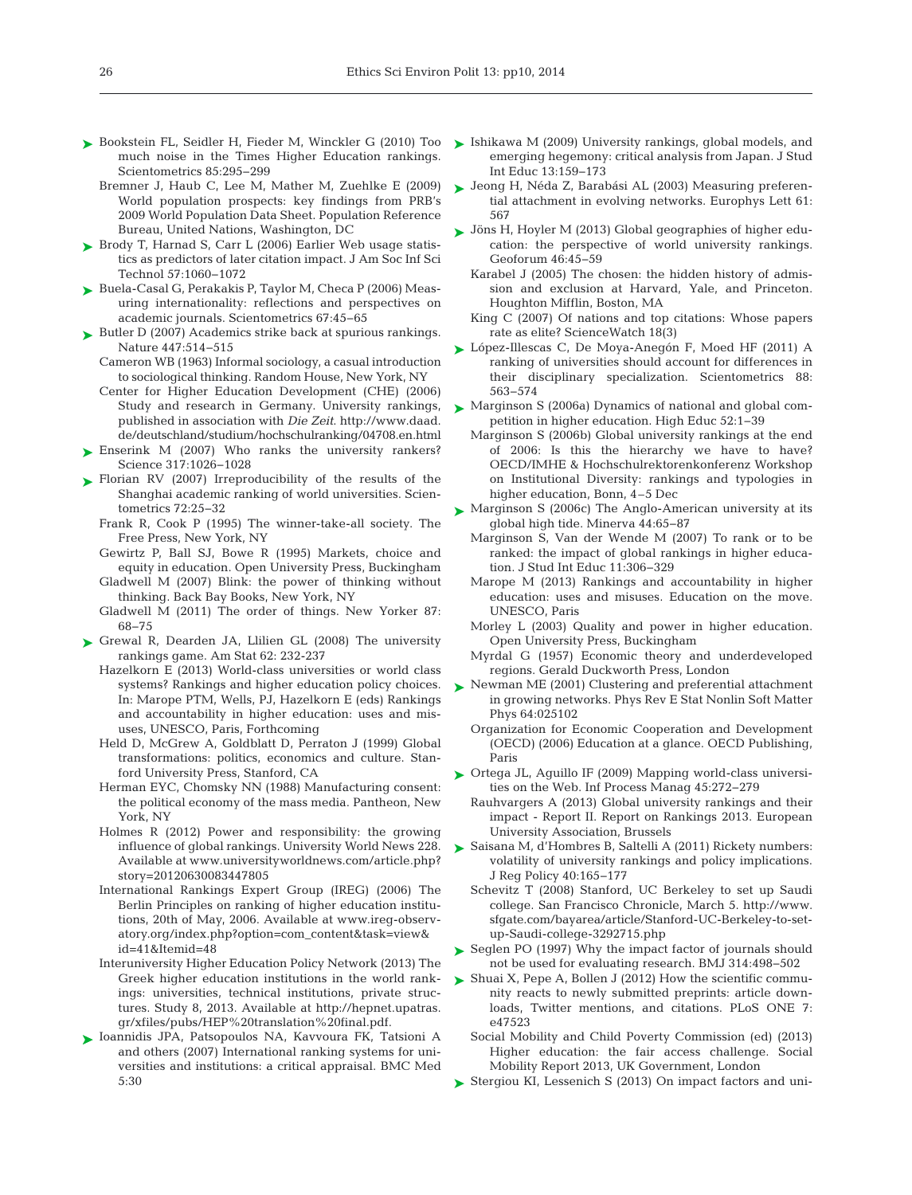Bookstein FL, Seidler H, Fieder M, Winckler G (2010) Too much noise in the Times Higher Education rankings. Scientometrics 85:295–299

Bremner J, Haub C, Lee M, Mather M, Zuehlke E (2009) World population prospects: key findings from PRB's 2009 World Population Data Sheet. Population Reference Bureau, United Nations, Washington, DC

Brody T, Harnad S, Carr L (2006) Earlier Web usage statistics as predictors of later citation impact. J Am Soc Inf Sci Technol 57:1060–1072

Buela-Casal G, Perakakis P, Taylor M, Checa P (2006) Measuring internationality: reflections and perspectives on academic journals. Scientometrics 67:45–65

Butler D (2007) Academics strike back at spurious rankings. Nature 447:514–515

Cameron WB (1963) Informal sociology, a casual introduction to sociological thinking. Random House, New York, NY

Center for Higher Education Development (CHE) (2006) Study and research in Germany. University rankings, published in association with *Die Zeit*. http://www.daad.de/deutschland/studium/hochschulranking/04708.en.html

Enserink M (2007) Who ranks the university rankers? Science 317:1026–1028

Florian RV (2007) Irreproducibility of the results of the Shanghai academic ranking of world universities. Scientometrics 72:25–32

Frank R, Cook P (1995) The winner-take-all society. The Free Press, New York, NY

Gewirtz P, Ball SJ, Bowe R (1995) Markets, choice and equity in education. Open University Press, Buckingham

Gladwell M (2007) Blink: the power of thinking without thinking. Back Bay Books, New York, NY

Gladwell M (2011) The order of things. New Yorker 87: 68–75

Grewal R, Dearden JA, Llilien GL (2008) The university rankings game. Am Stat 62: 232-237

Hazelkorn E (2013) World-class universities or world class systems? Rankings and higher education policy choices. In: Marope PTM, Wells, PJ, Hazelkorn E (eds) Rankings and accountability in higher education: uses and misuses, UNESCO, Paris, Forthcoming

Held D, McGrew A, Goldblatt D, Perraton J (1999) Global transformations: politics, economics and culture. Stanford University Press, Stanford, CA

Herman EYC, Chomsky NN (1988) Manufacturing consent: the political economy of the mass media. Pantheon, New York, NY

Holmes R (2012) Power and responsibility: the growing influence of global rankings. University World News 228. Available at www.universityworldnews.com/article.php?story=20120630083447805

International Rankings Expert Group (IREG) (2006) The Berlin Principles on ranking of higher education institutions, 20th of May, 2006. Available at www.ireg-observatory.org/index.php?option=com_content&task=view&id=41&Itemid=48

Interuniversity Higher Education Policy Network (2013) The Greek higher education institutions in the world rankings: universities, technical institutions, private structures. Study 8, 2013. Available at http://hepnet.upatras.gr/xfiles/pubs/HEP%20translation%20final.pdf.

Ioannidis JPA, Patsopoulos NA, Kavvoura FK, Tatsioni A and others (2007) International ranking systems for universities and institutions: a critical appraisal. BMC Med 5:30

Ishikawa M (2009) University rankings, global models, and emerging hegemony: critical analysis from Japan. J Stud Int Educ 13:159–173

Jeong H, Néda Z, Barabási AL (2003) Measuring preferential attachment in evolving networks. Europhys Lett 61: 567

Jöns H, Hoyler M (2013) Global geographies of higher education: the perspective of world university rankings. Geoforum 46:45–59

Karabel J (2005) The chosen: the hidden history of admission and exclusion at Harvard, Yale, and Princeton. Houghton Mifflin, Boston, MA

King C (2007) Of nations and top citations: Whose papers rate as elite? ScienceWatch 18(3)

López-Illescas C, De Moya-Anegón F, Moed HF (2011) A ranking of universities should account for differences in their disciplinary specialization. Scientometrics 88: 563–574

Marginson S (2006a) Dynamics of national and global competition in higher education. High Educ 52:1–39

Marginson S (2006b) Global university rankings at the end of 2006: Is this the hierarchy we have to have? OECD/IMHE & Hochschulrektorenkonferenz Workshop on Institutional Diversity: rankings and typologies in higher education, Bonn, 4–5 Dec

Marginson S (2006c) The Anglo-American university at its global high tide. Minerva 44:65–87

Marginson S, Van der Wende M (2007) To rank or to be ranked: the impact of global rankings in higher education. J Stud Int Educ 11:306–329

Marope M (2013) Rankings and accountability in higher education: uses and misuses. Education on the move. UNESCO, Paris

Morley L (2003) Quality and power in higher education. Open University Press, Buckingham

Myrdal G (1957) Economic theory and underdeveloped regions. Gerald Duckworth Press, London

Newman ME (2001) Clustering and preferential attachment in growing networks. Phys Rev E Stat Nonlin Soft Matter Phys 64:025102

Organization for Economic Cooperation and Development (OECD) (2006) Education at a glance. OECD Publishing, Paris

Ortega JL, Aguillo IF (2009) Mapping world-class universities on the Web. Inf Process Manag 45:272–279

Rauhvargers A (2013) Global university rankings and their impact - Report II. Report on Rankings 2013. European University Association, Brussels

Saisana M, d'Hombres B, Saltelli A (2011) Rickety numbers: volatility of university rankings and policy implications. J Reg Policy 40:165–177

Schevitz T (2008) Stanford, UC Berkeley to set up Saudi college. San Francisco Chronicle, March 5. http://www.sfgate.com/bayarea/article/Stanford-UC-Berkeley-to-set-up-Saudi-college-3292715.php

Seglen PO (1997) Why the impact factor of journals should not be used for evaluating research. BMJ 314:498–502

Shuai X, Pepe A, Bollen J (2012) How the scientific community reacts to newly submitted preprints: article downloads, Twitter mentions, and citations. PLoS ONE 7: e47523

Social Mobility and Child Poverty Commission (ed) (2013) Higher education: the fair access challenge. Social Mobility Report 2013, UK Government, London

Stergiou KI, Lessenich S (2013) On impact factors and uni-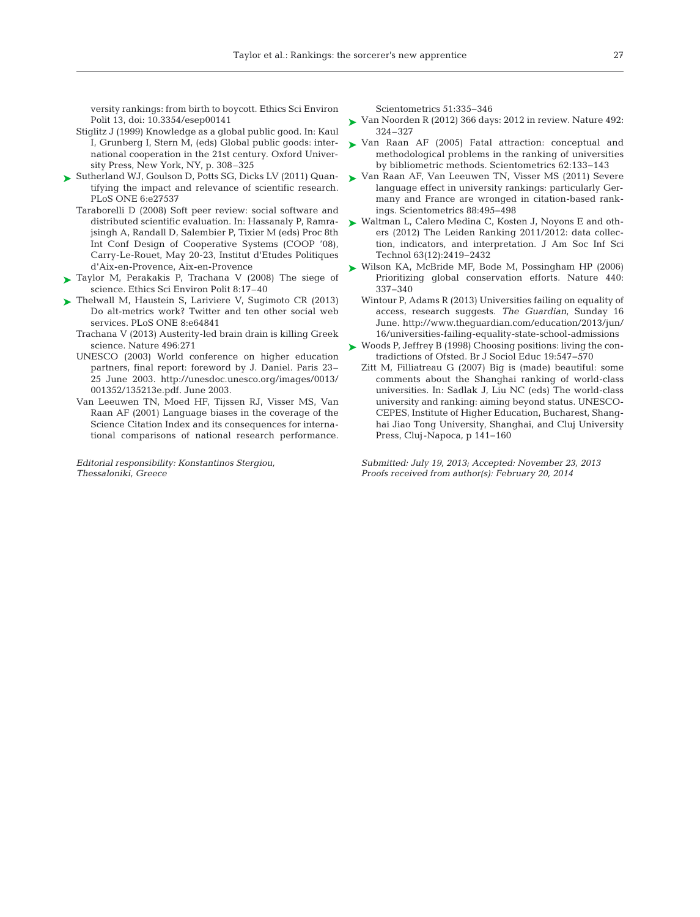versity rankings: from birth to boycott. Ethics Sci Environ Polit 13, doi: 10.3354/esep00141

Stiglitz J (1999) Knowledge as a global public good. In: Kaul I, Grunberg I, Stern M, (eds) Global public goods: international cooperation in the 21st century. Oxford University Press, New York, NY, p. 308−325

Sutherland WJ, Goulson D, Potts SG, Dicks LV (2011) Quantifying the impact and relevance of scientific research. PLoS ONE 6:e27537

Taraborelli D (2008) Soft peer review: social software and distributed scientific evaluation. In: Hassanaly P, Ramrajsingh A, Randall D, Salembier P, Tixier M (eds) Proc 8th Int Conf Design of Cooperative Systems (COOP '08), Carry-Le-Rouet, May 20-23, Institut d'Etudes Politiques d'Aix-en-Provence, Aix-en-Provence

Taylor M, Perakakis P, Trachana V (2008) The siege of science. Ethics Sci Environ Polit 8:17−40

Thelwall M, Haustein S, Lariviere V, Sugimoto CR (2013) Do alt-metrics work? Twitter and ten other social web services. PLoS ONE 8:e64841

Trachana V (2013) Austerity-led brain drain is killing Greek science. Nature 496:271

UNESCO (2003) World conference on higher education partners, final report: foreword by J. Daniel. Paris 23−25 June 2003. http://unesdoc.unesco.org/images/0013/001352/135213e.pdf. June 2003.

Van Leeuwen TN, Moed HF, Tijssen RJ, Visser MS, Van Raan AF (2001) Language biases in the coverage of the Science Citation Index and its consequences for international comparisons of national research performance. Scientometrics 51:335−346

Van Noorden R (2012) 366 days: 2012 in review. Nature 492: 324−327

Van Raan AF (2005) Fatal attraction: conceptual and methodological problems in the ranking of universities by bibliometric methods. Scientometrics 62:133−143

Van Raan AF, Van Leeuwen TN, Visser MS (2011) Severe language effect in university rankings: particularly Germany and France are wronged in citation-based rankings. Scientometrics 88:495−498

Waltman L, Calero Medina C, Kosten J, Noyons E and others (2012) The Leiden Ranking 2011/2012: data collection, indicators, and interpretation. J Am Soc Inf Sci Technol 63(12):2419−2432

Wilson KA, McBride MF, Bode M, Possingham HP (2006) Prioritizing global conservation efforts. Nature 440: 337−340

Wintour P, Adams R (2013) Universities failing on equality of access, research suggests. *The Guardian*, Sunday 16 June. http://www.theguardian.com/education/2013/jun/16/universities-failing-equality-state-school-admissions

Woods P, Jeffrey B (1998) Choosing positions: living the contradictions of Ofsted. Br J Sociol Educ 19:547−570

Zitt M, Filliatreau G (2007) Big is (made) beautiful: some comments about the Shanghai ranking of world-class universities. In: Sadlak J, Liu NC (eds) The world-class university and ranking: aiming beyond status. UNESCO-CEPES, Institute of Higher Education, Bucharest, Shanghai Jiao Tong University, Shanghai, and Cluj University Press, Cluj-Napoca, p 141−160

*Editorial responsibility: Konstantinos Stergiou, Thessaloniki, Greece*

*Submitted: July 19, 2013; Accepted: November 23, 2013*
*Proofs received from author(s): February 20, 2014*